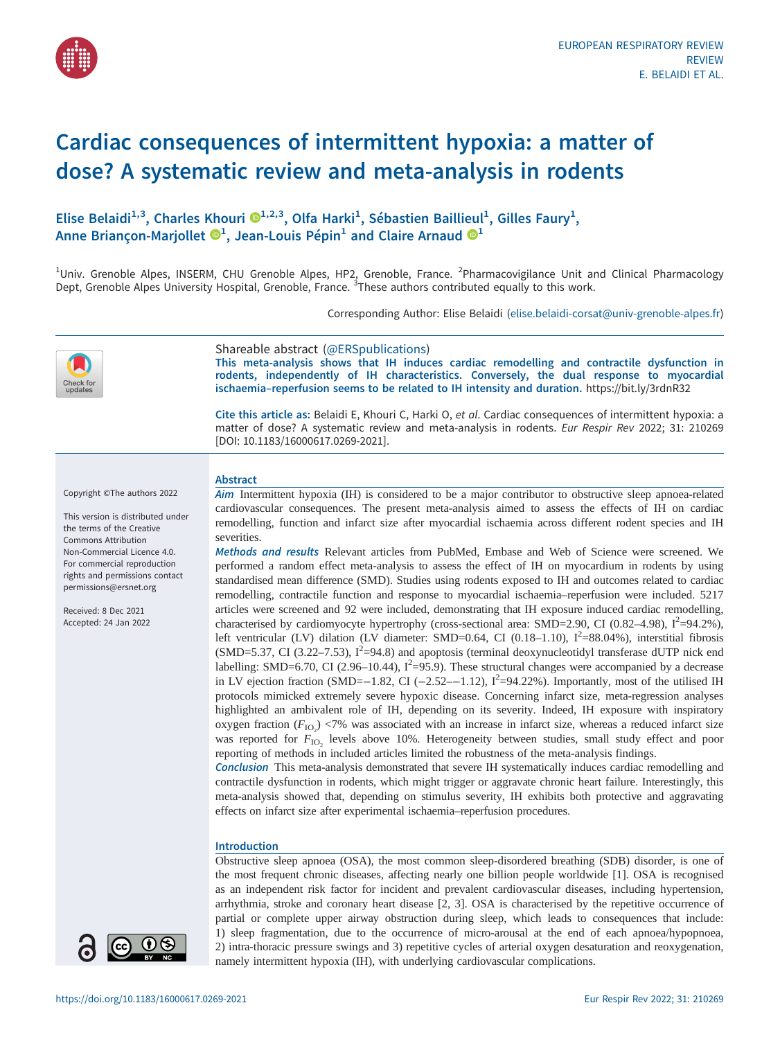# Cardiac consequences of intermittent hypoxia: a matter of dose? A systematic review and meta-analysis in rodents

Elise Belaidi[1,3], Charles Khouri[1,2,3], Olfa Harki[1], Sébastien Baillieul[1], Gilles Faury[1], Anne Briançon-Marjollet[1], Jean-Louis Pépin[1] and Claire Arnaud[1]

[1]Univ. Grenoble Alpes, INSERM, CHU Grenoble Alpes, HP2, Grenoble, France. [2]Pharmacovigilance Unit and Clinical Pharmacology Dept, Grenoble Alpes University Hospital, Grenoble, France. [3]These authors contributed equally to this work.

Corresponding Author: Elise Belaidi (elise.belaidi-corsat@univ-grenoble-alpes.fr)

Shareable abstract (@ERSpublications)
**This meta-analysis shows that IH induces cardiac remodelling and contractile dysfunction in rodents, independently of IH characteristics. Conversely, the dual response to myocardial ischaemia–reperfusion seems to be related to IH intensity and duration.** https://bit.ly/3rdnR32

**Cite this article as:** Belaidi E, Khouri C, Harki O, *et al.* Cardiac consequences of intermittent hypoxia: a matter of dose? A systematic review and meta-analysis in rodents. *Eur Respir Rev* 2022; 31: 210269 [DOI: 10.1183/16000617.0269-2021].

Copyright ©The authors 2022

This version is distributed under the terms of the Creative Commons Attribution Non-Commercial Licence 4.0. For commercial reproduction rights and permissions contact permissions@ersnet.org

Received: 8 Dec 2021
Accepted: 24 Jan 2022

## Abstract

***Aim*** Intermittent hypoxia (IH) is considered to be a major contributor to obstructive sleep apnoea-related cardiovascular consequences. The present meta-analysis aimed to assess the effects of IH on cardiac remodelling, function and infarct size after myocardial ischaemia across different rodent species and IH severities.

***Methods and results*** Relevant articles from PubMed, Embase and Web of Science were screened. We performed a random effect meta-analysis to assess the effect of IH on myocardium in rodents by using standardised mean difference (SMD). Studies using rodents exposed to IH and outcomes related to cardiac remodelling, contractile function and response to myocardial ischaemia–reperfusion were included. 5217 articles were screened and 92 were included, demonstrating that IH exposure induced cardiac remodelling, characterised by cardiomyocyte hypertrophy (cross-sectional area: SMD=2.90, CI (0.82–4.98), $I^2$=94.2%), left ventricular (LV) dilation (LV diameter: SMD=0.64, CI (0.18–1.10), $I^2$=88.04%), interstitial fibrosis (SMD=5.37, CI (3.22–7.53), $I^2$=94.8) and apoptosis (terminal deoxynucleotidyl transferase dUTP nick end labelling: SMD=6.70, CI (2.96–10.44), $I^2$=95.9). These structural changes were accompanied by a decrease in LV ejection fraction (SMD=−1.82, CI (−2.52–−1.12), $I^2$=94.22%). Importantly, most of the utilised IH protocols mimicked extremely severe hypoxic disease. Concerning infarct size, meta-regression analyses highlighted an ambivalent role of IH, depending on its severity. Indeed, IH exposure with inspiratory oxygen fraction ($F_{IO_2}$) <7% was associated with an increase in infarct size, whereas a reduced infarct size was reported for $F_{IO_2}$ levels above 10%. Heterogeneity between studies, small study effect and poor reporting of methods in included articles limited the robustness of the meta-analysis findings.

***Conclusion*** This meta-analysis demonstrated that severe IH systematically induces cardiac remodelling and contractile dysfunction in rodents, which might trigger or aggravate chronic heart failure. Interestingly, this meta-analysis showed that, depending on stimulus severity, IH exhibits both protective and aggravating effects on infarct size after experimental ischaemia–reperfusion procedures.

## Introduction

Obstructive sleep apnoea (OSA), the most common sleep-disordered breathing (SDB) disorder, is one of the most frequent chronic diseases, affecting nearly one billion people worldwide [1]. OSA is recognised as an independent risk factor for incident and prevalent cardiovascular diseases, including hypertension, arrhythmia, stroke and coronary heart disease [2, 3]. OSA is characterised by the repetitive occurrence of partial or complete upper airway obstruction during sleep, which leads to consequences that include: 1) sleep fragmentation, due to the occurrence of micro-arousal at the end of each apnoea/hypopnoea, 2) intra-thoracic pressure swings and 3) repetitive cycles of arterial oxygen desaturation and reoxygenation, namely intermittent hypoxia (IH), with underlying cardiovascular complications.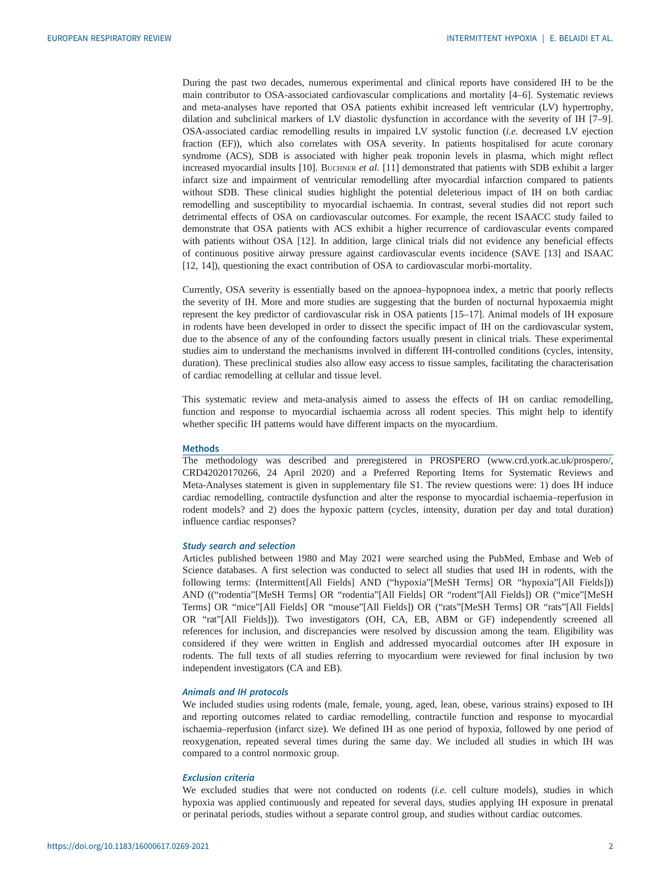During the past two decades, numerous experimental and clinical reports have considered IH to be the main contributor to OSA-associated cardiovascular complications and mortality [4–6]. Systematic reviews and meta-analyses have reported that OSA patients exhibit increased left ventricular (LV) hypertrophy, dilation and subclinical markers of LV diastolic dysfunction in accordance with the severity of IH [7–9]. OSA-associated cardiac remodelling results in impaired LV systolic function (*i.e.* decreased LV ejection fraction (EF)), which also correlates with OSA severity. In patients hospitalised for acute coronary syndrome (ACS), SDB is associated with higher peak troponin levels in plasma, which might reflect increased myocardial insults [10]. Buchner *et al.* [11] demonstrated that patients with SDB exhibit a larger infarct size and impairment of ventricular remodelling after myocardial infarction compared to patients without SDB. These clinical studies highlight the potential deleterious impact of IH on both cardiac remodelling and susceptibility to myocardial ischaemia. In contrast, several studies did not report such detrimental effects of OSA on cardiovascular outcomes. For example, the recent ISAACC study failed to demonstrate that OSA patients with ACS exhibit a higher recurrence of cardiovascular events compared with patients without OSA [12]. In addition, large clinical trials did not evidence any beneficial effects of continuous positive airway pressure against cardiovascular events incidence (SAVE [13] and ISAAC [12, 14]), questioning the exact contribution of OSA to cardiovascular morbi-mortality.

Currently, OSA severity is essentially based on the apnoea–hypopnoea index, a metric that poorly reflects the severity of IH. More and more studies are suggesting that the burden of nocturnal hypoxaemia might represent the key predictor of cardiovascular risk in OSA patients [15–17]. Animal models of IH exposure in rodents have been developed in order to dissect the specific impact of IH on the cardiovascular system, due to the absence of any of the confounding factors usually present in clinical trials. These experimental studies aim to understand the mechanisms involved in different IH-controlled conditions (cycles, intensity, duration). These preclinical studies also allow easy access to tissue samples, facilitating the characterisation of cardiac remodelling at cellular and tissue level.

This systematic review and meta-analysis aimed to assess the effects of IH on cardiac remodelling, function and response to myocardial ischaemia across all rodent species. This might help to identify whether specific IH patterns would have different impacts on the myocardium.

## Methods

The methodology was described and preregistered in PROSPERO (www.crd.york.ac.uk/prospero/, CRD42020170266, 24 April 2020) and a Preferred Reporting Items for Systematic Reviews and Meta-Analyses statement is given in supplementary file S1. The review questions were: 1) does IH induce cardiac remodelling, contractile dysfunction and alter the response to myocardial ischaemia–reperfusion in rodent models? and 2) does the hypoxic pattern (cycles, intensity, duration per day and total duration) influence cardiac responses?

### *Study search and selection*

Articles published between 1980 and May 2021 were searched using the PubMed, Embase and Web of Science databases. A first selection was conducted to select all studies that used IH in rodents, with the following terms: (Intermittent[All Fields] AND ("hypoxia"[MeSH Terms] OR "hypoxia"[All Fields])) AND (("rodentia"[MeSH Terms] OR "rodentia"[All Fields] OR "rodent"[All Fields]) OR ("mice"[MeSH Terms] OR "mice"[All Fields] OR "mouse"[All Fields]) OR ("rats"[MeSH Terms] OR "rats"[All Fields] OR "rat"[All Fields])). Two investigators (OH, CA, EB, ABM or GF) independently screened all references for inclusion, and discrepancies were resolved by discussion among the team. Eligibility was considered if they were written in English and addressed myocardial outcomes after IH exposure in rodents. The full texts of all studies referring to myocardium were reviewed for final inclusion by two independent investigators (CA and EB).

### *Animals and IH protocols*

We included studies using rodents (male, female, young, aged, lean, obese, various strains) exposed to IH and reporting outcomes related to cardiac remodelling, contractile function and response to myocardial ischaemia–reperfusion (infarct size). We defined IH as one period of hypoxia, followed by one period of reoxygenation, repeated several times during the same day. We included all studies in which IH was compared to a control normoxic group.

### *Exclusion criteria*

We excluded studies that were not conducted on rodents (*i.e.* cell culture models), studies in which hypoxia was applied continuously and repeated for several days, studies applying IH exposure in prenatal or perinatal periods, studies without a separate control group, and studies without cardiac outcomes.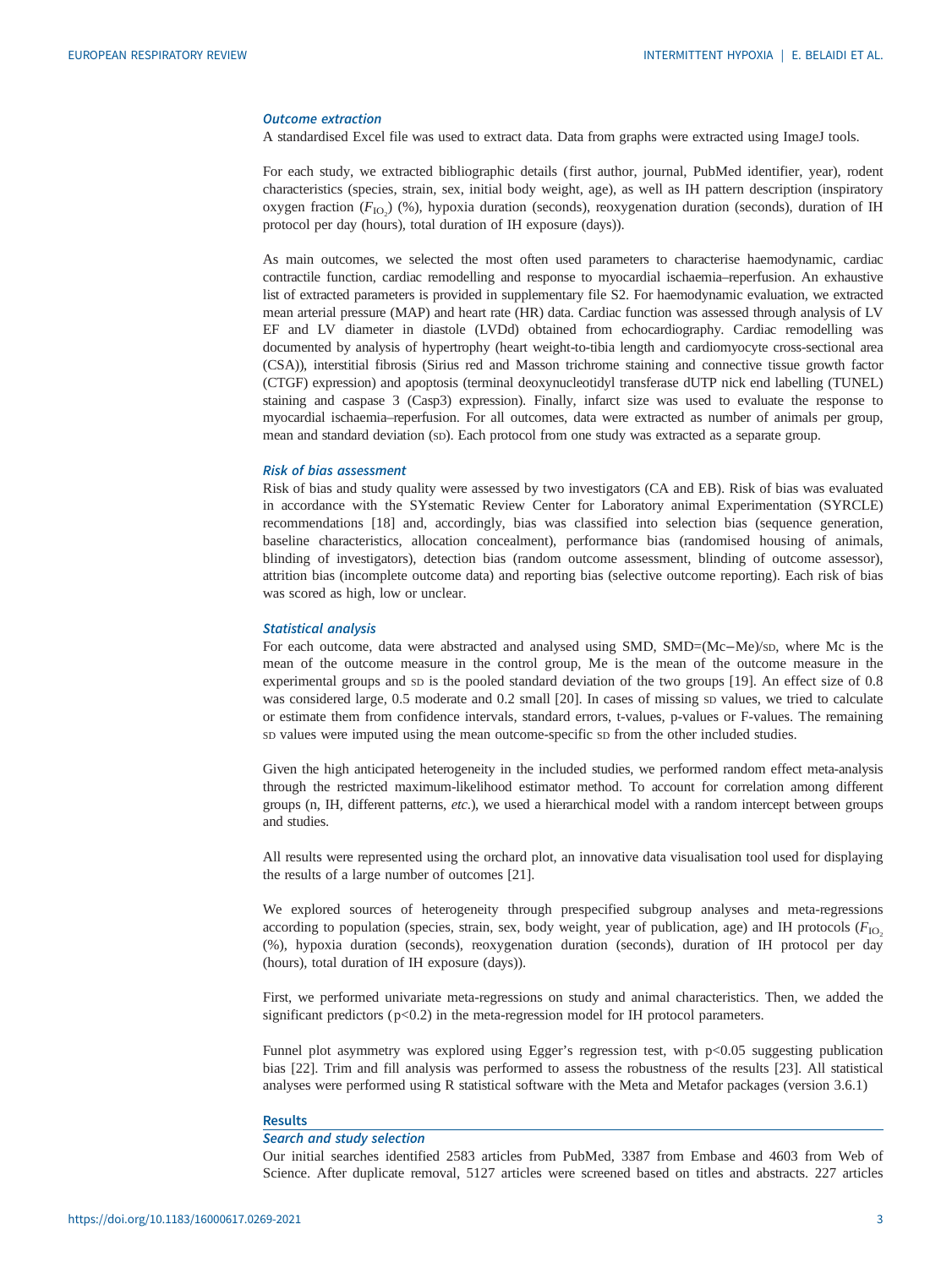### *Outcome extraction*

A standardised Excel file was used to extract data. Data from graphs were extracted using ImageJ tools.

For each study, we extracted bibliographic details (first author, journal, PubMed identifier, year), rodent characteristics (species, strain, sex, initial body weight, age), as well as IH pattern description (inspiratory oxygen fraction ($F_{IO_2}$) (%), hypoxia duration (seconds), reoxygenation duration (seconds), duration of IH protocol per day (hours), total duration of IH exposure (days)).

As main outcomes, we selected the most often used parameters to characterise haemodynamic, cardiac contractile function, cardiac remodelling and response to myocardial ischaemia–reperfusion. An exhaustive list of extracted parameters is provided in supplementary file S2. For haemodynamic evaluation, we extracted mean arterial pressure (MAP) and heart rate (HR) data. Cardiac function was assessed through analysis of LV EF and LV diameter in diastole (LVDd) obtained from echocardiography. Cardiac remodelling was documented by analysis of hypertrophy (heart weight-to-tibia length and cardiomyocyte cross-sectional area (CSA)), interstitial fibrosis (Sirius red and Masson trichrome staining and connective tissue growth factor (CTGF) expression) and apoptosis (terminal deoxynucleotidyl transferase dUTP nick end labelling (TUNEL) staining and caspase 3 (Casp3) expression). Finally, infarct size was used to evaluate the response to myocardial ischaemia–reperfusion. For all outcomes, data were extracted as number of animals per group, mean and standard deviation (SD). Each protocol from one study was extracted as a separate group.

### *Risk of bias assessment*

Risk of bias and study quality were assessed by two investigators (CA and EB). Risk of bias was evaluated in accordance with the SYstematic Review Center for Laboratory animal Experimentation (SYRCLE) recommendations [18] and, accordingly, bias was classified into selection bias (sequence generation, baseline characteristics, allocation concealment), performance bias (randomised housing of animals, blinding of investigators), detection bias (random outcome assessment, blinding of outcome assessor), attrition bias (incomplete outcome data) and reporting bias (selective outcome reporting). Each risk of bias was scored as high, low or unclear.

### *Statistical analysis*

For each outcome, data were abstracted and analysed using SMD, SMD=(Mc−Me)/SD, where Mc is the mean of the outcome measure in the control group, Me is the mean of the outcome measure in the experimental groups and SD is the pooled standard deviation of the two groups [19]. An effect size of 0.8 was considered large, 0.5 moderate and 0.2 small [20]. In cases of missing SD values, we tried to calculate or estimate them from confidence intervals, standard errors, t-values, p-values or F-values. The remaining SD values were imputed using the mean outcome-specific SD from the other included studies.

Given the high anticipated heterogeneity in the included studies, we performed random effect meta-analysis through the restricted maximum-likelihood estimator method. To account for correlation among different groups (n, IH, different patterns, *etc.*), we used a hierarchical model with a random intercept between groups and studies.

All results were represented using the orchard plot, an innovative data visualisation tool used for displaying the results of a large number of outcomes [21].

We explored sources of heterogeneity through prespecified subgroup analyses and meta-regressions according to population (species, strain, sex, body weight, year of publication, age) and IH protocols ($F_{IO_2}$ (%), hypoxia duration (seconds), reoxygenation duration (seconds), duration of IH protocol per day (hours), total duration of IH exposure (days)).

First, we performed univariate meta-regressions on study and animal characteristics. Then, we added the significant predictors ($p<0.2$) in the meta-regression model for IH protocol parameters.

Funnel plot asymmetry was explored using Egger's regression test, with $p<0.05$ suggesting publication bias [22]. Trim and fill analysis was performed to assess the robustness of the results [23]. All statistical analyses were performed using R statistical software with the Meta and Metafor packages (version 3.6.1)

## Results

### *Search and study selection*

Our initial searches identified 2583 articles from PubMed, 3387 from Embase and 4603 from Web of Science. After duplicate removal, 5127 articles were screened based on titles and abstracts. 227 articles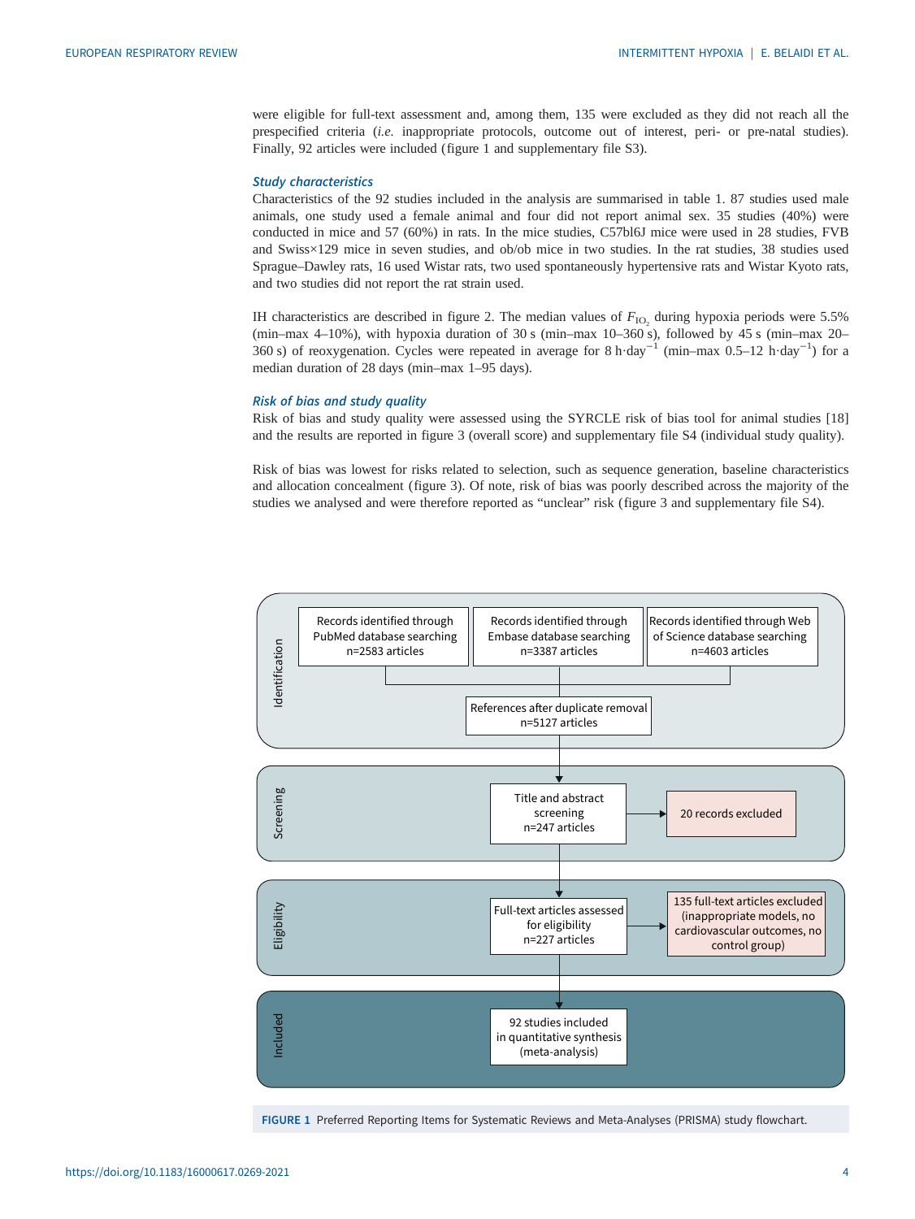were eligible for full-text assessment and, among them, 135 were excluded as they did not reach all the prespecified criteria (*i.e.* inappropriate protocols, outcome out of interest, peri- or pre-natal studies). Finally, 92 articles were included (figure 1 and supplementary file S3).

### *Study characteristics*

Characteristics of the 92 studies included in the analysis are summarised in table 1. 87 studies used male animals, one study used a female animal and four did not report animal sex. 35 studies (40%) were conducted in mice and 57 (60%) in rats. In the mice studies, C57bl6J mice were used in 28 studies, FVB and Swiss×129 mice in seven studies, and ob/ob mice in two studies. In the rat studies, 38 studies used Sprague–Dawley rats, 16 used Wistar rats, two used spontaneously hypertensive rats and Wistar Kyoto rats, and two studies did not report the rat strain used.

IH characteristics are described in figure 2. The median values of $F_{IO_2}$ during hypoxia periods were 5.5% (min–max 4–10%), with hypoxia duration of 30 s (min–max 10–360 s), followed by 45 s (min–max 20–360 s) of reoxygenation. Cycles were repeated in average for 8 h·day$^{-1}$ (min–max 0.5–12 h·day$^{-1}$) for a median duration of 28 days (min–max 1–95 days).

### *Risk of bias and study quality*

Risk of bias and study quality were assessed using the SYRCLE risk of bias tool for animal studies [18] and the results are reported in figure 3 (overall score) and supplementary file S4 (individual study quality).

Risk of bias was lowest for risks related to selection, such as sequence generation, baseline characteristics and allocation concealment (figure 3). Of note, risk of bias was poorly described across the majority of the studies we analysed and were therefore reported as "unclear" risk (figure 3 and supplementary file S4).

Identification

Records identified through PubMed database searching n=2583 articles

Records identified through Embase database searching n=3387 articles

Records identified through Web of Science database searching n=4603 articles

References after duplicate removal n=5127 articles

Screening

Title and abstract screening n=247 articles

20 records excluded

Eligibility

Full-text articles assessed for eligibility n=227 articles

135 full-text articles excluded (inappropriate models, no cardiovascular outcomes, no control group)

Included

92 studies included in quantitative synthesis (meta-analysis)

**FIGURE 1** Preferred Reporting Items for Systematic Reviews and Meta-Analyses (PRISMA) study flowchart.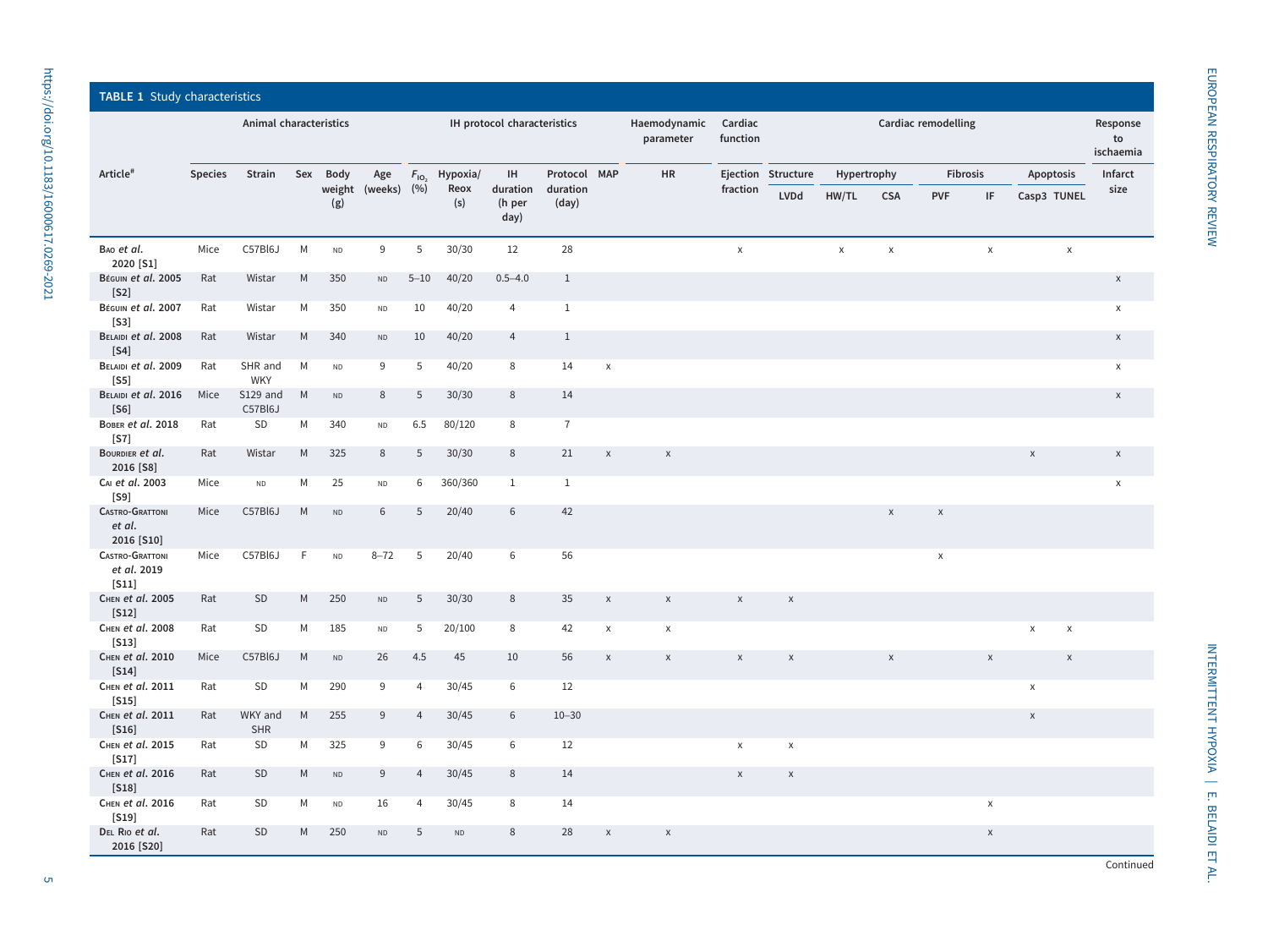**TABLE 1** Study characteristics

| Article[#] | Animal characteristics | | | | | IH protocol characteristics | | | | | Haemodynamic parameter | Cardiac function | Cardiac remodelling | | | | | | | | Response to ischaemia |
|---|---|---|---|---|---|---|---|---|---|---|---|---|---|---|---|---|---|---|---|---|
| | Species | Strain | Sex | Body weight (g) | Age (weeks) | $F_{IO_2}$ (%) | Hypoxia/Reox (s) | IH duration (h per day) | Protocol duration (day) | MAP | HR | Ejection fraction | Structure | Hypertrophy | | Fibrosis | | Apoptosis | | Infarct size |
| | | | | | | | | | | | | | LVDd | HW/TL | CSA | PVF | IF | Casp3 | TUNEL | |
| Bao *et al.* 2020 [S1] | Mice | C57Bl6J | M | ND | 9 | 5 | 30/30 | 12 | 28 | | | x | | x | x | | x | | x | |
| Béguin *et al.* 2005 [S2] | Rat | Wistar | M | 350 | ND | 5–10 | 40/20 | 0.5–4.0 | 1 | | | | | | | | | | | x |
| Béguin *et al.* 2007 [S3] | Rat | Wistar | M | 350 | ND | 10 | 40/20 | 4 | 1 | | | | | | | | | | | x |
| Belaidi *et al.* 2008 [S4] | Rat | Wistar | M | 340 | ND | 10 | 40/20 | 4 | 1 | | | | | | | | | | | x |
| Belaidi *et al.* 2009 [S5] | Rat | SHR and WKY | M | ND | 9 | 5 | 40/20 | 8 | 14 | x | | | | | | | | | | x |
| Belaidi *et al.* 2016 [S6] | Mice | S129 and C57Bl6J | M | ND | 8 | 5 | 30/30 | 8 | 14 | | | | | | | | | | | x |
| Bober *et al.* 2018 [S7] | Rat | SD | M | 340 | ND | 6.5 | 80/120 | 8 | 7 | | | | | | | | | | | |
| Bourdier *et al.* 2016 [S8] | Rat | Wistar | M | 325 | 8 | 5 | 30/30 | 8 | 21 | x | x | | | | | | | x | | x |
| Cai *et al.* 2003 [S9] | Mice | ND | M | 25 | ND | 6 | 360/360 | 1 | 1 | | | | | | | | | | | x |
| Castro-Grattoni *et al.* 2016 [S10] | Mice | C57Bl6J | M | ND | 6 | 5 | 20/40 | 6 | 42 | | | | | | x | x | | | | |
| Castro-Grattoni *et al.* 2019 [S11] | Mice | C57Bl6J | F | ND | 8–72 | 5 | 20/40 | 6 | 56 | | | | | | | x | | | | |
| Chen *et al.* 2005 [S12] | Rat | SD | M | 250 | ND | 5 | 30/30 | 8 | 35 | x | x | x | x | | | | | | | |
| Chen *et al.* 2008 [S13] | Rat | SD | M | 185 | ND | 5 | 20/100 | 8 | 42 | x | x | | | | | | | x | x | |
| Chen *et al.* 2010 [S14] | Mice | C57Bl6J | M | ND | 26 | 4.5 | 45 | 10 | 56 | x | x | x | x | | x | | x | | x | |
| Chen *et al.* 2011 [S15] | Rat | SD | M | 290 | 9 | 4 | 30/45 | 6 | 12 | | | | | | | | | x | | |
| Chen *et al.* 2011 [S16] | Rat | WKY and SHR | M | 255 | 9 | 4 | 30/45 | 6 | 10–30 | | | | | | | | | x | | |
| Chen *et al.* 2015 [S17] | Rat | SD | M | 325 | 9 | 6 | 30/45 | 6 | 12 | | | x | x | | | | | | | |
| Chen *et al.* 2016 [S18] | Rat | SD | M | ND | 9 | 4 | 30/45 | 8 | 14 | | | x | x | | | | | | | |
| Chen *et al.* 2016 [S19] | Rat | SD | M | ND | 16 | 4 | 30/45 | 8 | 14 | | | | | | | | x | | | |
| Del Rio *et al.* 2016 [S20] | Rat | SD | M | 250 | ND | 5 | ND | 8 | 28 | x | x | | | | | | x | | | |

Continued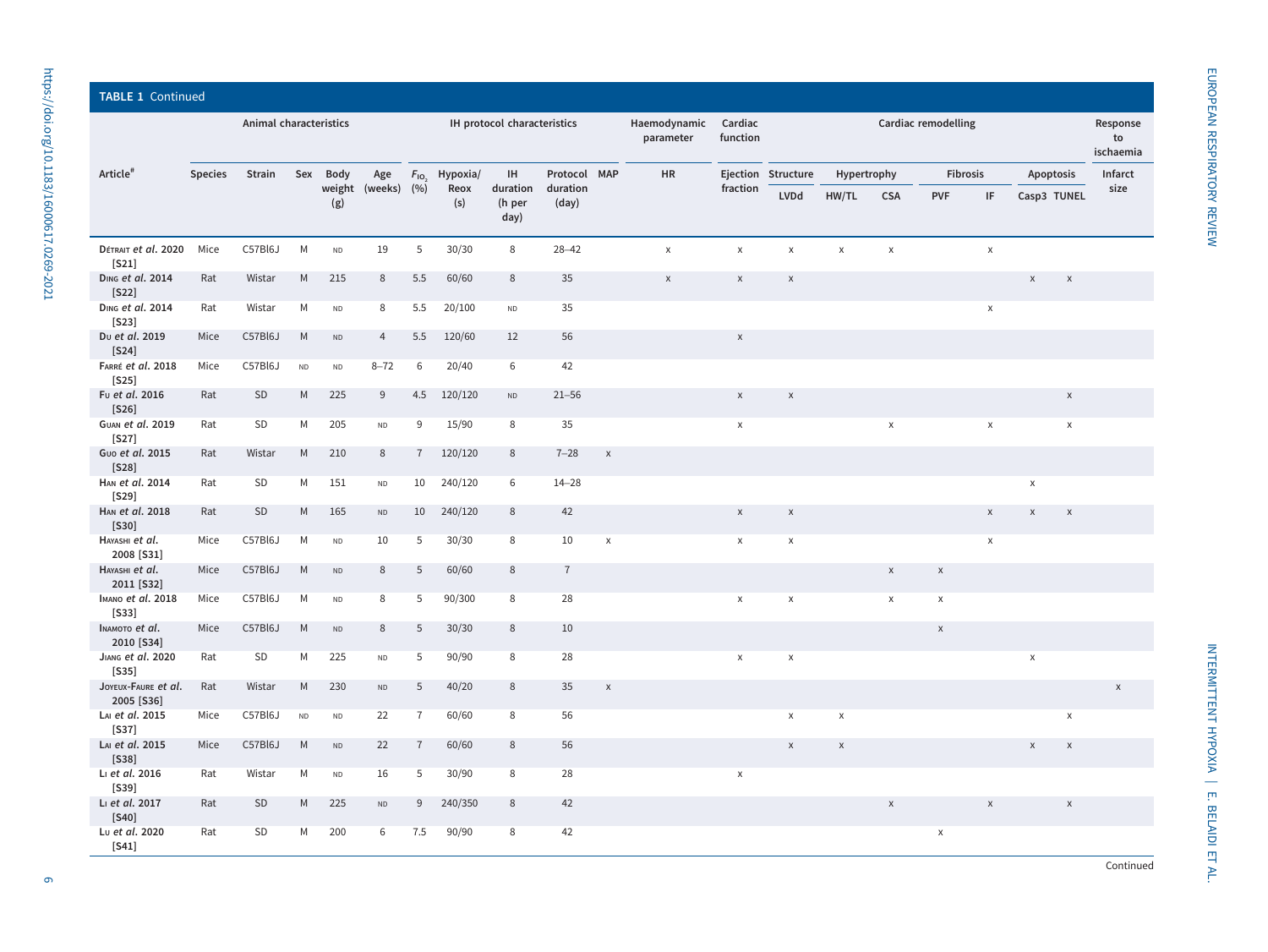**TABLE 1** Continued

| Article[#] | Animal characteristics | | | | | IH protocol characteristics | | | | | Haemodynamic parameter | Cardiac function | Cardiac remodelling | | | | | | | | Response to ischaemia |
|---|---|---|---|---|---|---|---|---|---|---|---|---|---|---|---|---|---|---|---|---|
| | Species | Strain | Sex | Body weight (g) | Age (weeks) | $F_{IO_2}$ (%) | Hypoxia/ Reox (s) | IH duration (h per day) | Protocol duration (day) | MAP | HR | Ejection fraction | Structure | Hypertrophy | | Fibrosis | | Apoptosis | | Infarct size |
| | | | | | | | | | | | | | LVDd | HW/TL | CSA | PVF | IF | Casp3 | TUNEL | |
| Détrait *et al.* 2020 [S21] | Mice | C57Bl6J | M | ND | 19 | 5 | 30/30 | 8 | 28–42 | | x | x | x | x | x | | x | | | |
| Ding *et al.* 2014 [S22] | Rat | Wistar | M | 215 | 8 | 5.5 | 60/60 | 8 | 35 | | x | x | x | | | | | x | x | |
| Ding *et al.* 2014 [S23] | Rat | Wistar | M | ND | 8 | 5.5 | 20/100 | ND | 35 | | | | | | | | x | | | |
| Du *et al.* 2019 [S24] | Mice | C57Bl6J | M | ND | 4 | 5.5 | 120/60 | 12 | 56 | | | x | | | | | | | | |
| Farré *et al.* 2018 [S25] | Mice | C57Bl6J | ND | ND | 8–72 | 6 | 20/40 | 6 | 42 | | | | | | | | | | | |
| Fu *et al.* 2016 [S26] | Rat | SD | M | 225 | 9 | 4.5 | 120/120 | ND | 21–56 | | | x | x | | | | | | x | |
| Guan *et al.* 2019 [S27] | Rat | SD | M | 205 | ND | 9 | 15/90 | 8 | 35 | | | x | | | x | | x | | x | |
| Guo *et al.* 2015 [S28] | Rat | Wistar | M | 210 | 8 | 7 | 120/120 | 8 | 7–28 | x | | | | | | | | | | |
| Han *et al.* 2014 [S29] | Rat | SD | M | 151 | ND | 10 | 240/120 | 6 | 14–28 | | | | | | | | | x | | |
| Han *et al.* 2018 [S30] | Rat | SD | M | 165 | ND | 10 | 240/120 | 8 | 42 | | | x | x | | | | x | x | x | |
| Hayashi *et al.* 2008 [S31] | Mice | C57Bl6J | M | ND | 10 | 5 | 30/30 | 8 | 10 | x | | x | x | | | | x | | | |
| Hayashi *et al.* 2011 [S32] | Mice | C57Bl6J | M | ND | 8 | 5 | 60/60 | 8 | 7 | | | | | | x | x | | | | |
| Imano *et al.* 2018 [S33] | Mice | C57Bl6J | M | ND | 8 | 5 | 90/300 | 8 | 28 | | | x | x | | x | x | | | | |
| Inamoto *et al.* 2010 [S34] | Mice | C57Bl6J | M | ND | 8 | 5 | 30/30 | 8 | 10 | | | | | | | x | | | | |
| Jiang *et al.* 2020 [S35] | Rat | SD | M | 225 | ND | 5 | 90/90 | 8 | 28 | | | x | x | | | | | x | | |
| Joyeux-Faure *et al.* 2005 [S36] | Rat | Wistar | M | 230 | ND | 5 | 40/20 | 8 | 35 | x | | | | | | | | | | x |
| Lai *et al.* 2015 [S37] | Mice | C57Bl6J | ND | ND | 22 | 7 | 60/60 | 8 | 56 | | | | x | x | | | | | x | |
| Lai *et al.* 2015 [S38] | Mice | C57Bl6J | M | ND | 22 | 7 | 60/60 | 8 | 56 | | | | x | x | | | | x | x | |
| Li *et al.* 2016 [S39] | Rat | Wistar | M | ND | 16 | 5 | 30/90 | 8 | 28 | | | x | | | | | | | | |
| Li *et al.* 2017 [S40] | Rat | SD | M | 225 | ND | 9 | 240/350 | 8 | 42 | | | | | | x | | x | | x | |
| Lu *et al.* 2020 [S41] | Rat | SD | M | 200 | 6 | 7.5 | 90/90 | 8 | 42 | | | | | | | x | | | | |

Continued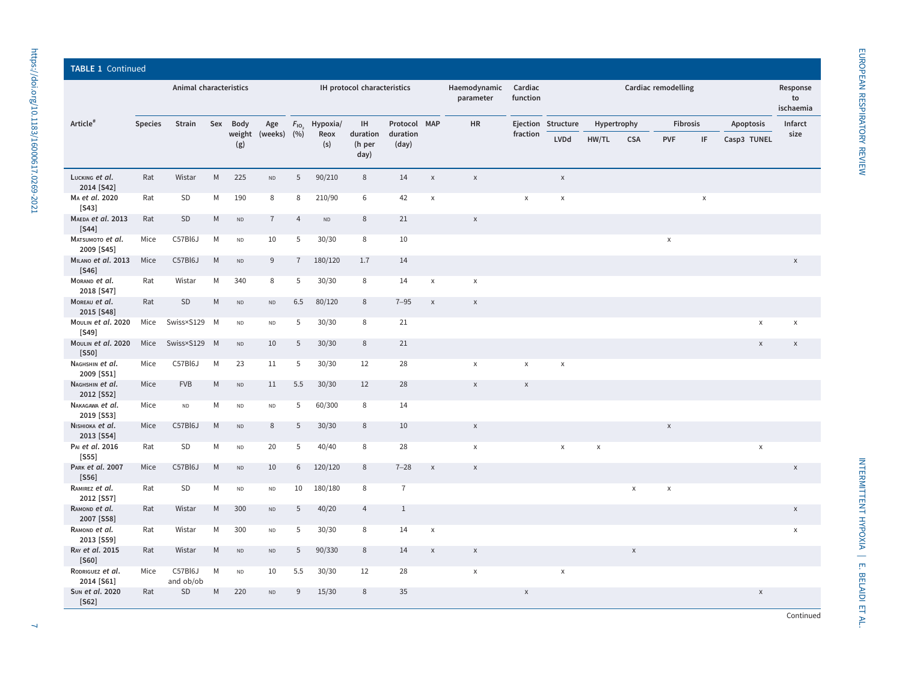**TABLE 1** Continued

| Article[#] | Animal characteristics | | | | | IH protocol characteristics | | | | | Haemodynamic parameter | Cardiac function | Cardiac remodelling | | | | | | | | Response to ischaemia |
|---|---|---|---|---|---|---|---|---|---|---|---|---|---|---|---|---|---|---|---|---|---|
| | Species | Strain | Sex | Body weight (g) | Age (weeks) | $F_{IO_2}$ (%) | Hypoxia/ Reox (s) | IH duration (h per day) | Protocol duration (day) | MAP | HR | Ejection fraction | Structure | Hypertrophy | | Fibrosis | | Apoptosis | | Infarct size |
| | | | | | | | | | | | | | LVDd | HW/TL | CSA | PVF | IF | Casp3 | TUNEL | |
| Lucking *et al.* 2014 [S42] | Rat | Wistar | M | 225 | ND | 5 | 90/210 | 8 | 14 | x | x | | x | | | | | | | |
| Ma *et al.* 2020 [S43] | Rat | SD | M | 190 | 8 | 8 | 210/90 | 6 | 42 | x | | x | x | | | | x | | | |
| Maeda *et al.* 2013 [S44] | Rat | SD | M | ND | 7 | 4 | ND | 8 | 21 | | x | | | | | | | | | |
| Matsumoto *et al.* 2009 [S45] | Mice | C57Bl6J | M | ND | 10 | 5 | 30/30 | 8 | 10 | | | | | | | x | | | | |
| Milano *et al.* 2013 [S46] | Mice | C57Bl6J | M | ND | 9 | 7 | 180/120 | 1.7 | 14 | | | | | | | | | | | x |
| Morand *et al.* 2018 [S47] | Rat | Wistar | M | 340 | 8 | 5 | 30/30 | 8 | 14 | x | x | | | | | | | | | |
| Moreau *et al.* 2015 [S48] | Rat | SD | M | ND | ND | 6.5 | 80/120 | 8 | 7–95 | x | x | | | | | | | | | |
| Moulin *et al.* 2020 [S49] | Mice | Swiss×S129 | M | ND | ND | 5 | 30/30 | 8 | 21 | | | | | | | | | | x | x |
| Moulin *et al.* 2020 [S50] | Mice | Swiss×S129 | M | ND | 10 | 5 | 30/30 | 8 | 21 | | | | | | | | | | x | x |
| Naghshin *et al.* 2009 [S51] | Mice | C57Bl6J | M | 23 | 11 | 5 | 30/30 | 12 | 28 | | x | x | x | | | | | | | |
| Naghshin *et al.* 2012 [S52] | Mice | FVB | M | ND | 11 | 5.5 | 30/30 | 12 | 28 | | x | x | | | | | | | | |
| Nakagawa *et al.* 2019 [S53] | Mice | ND | M | ND | ND | 5 | 60/300 | 8 | 14 | | | | | | | | | | | |
| Nishioka *et al.* 2013 [S54] | Mice | C57Bl6J | M | ND | 8 | 5 | 30/30 | 8 | 10 | | x | | | | | x | | | | |
| Pai *et al.* 2016 [S55] | Rat | SD | M | ND | 20 | 5 | 40/40 | 8 | 28 | | x | | x | x | | | | | x | |
| Park *et al.* 2007 [S56] | Mice | C57Bl6J | M | ND | 10 | 6 | 120/120 | 8 | 7–28 | x | x | | | | | | | | | x |
| Ramirez *et al.* 2012 [S57] | Rat | SD | M | ND | ND | 10 | 180/180 | 8 | 7 | | | | | | x | x | | | | |
| Ramond *et al.* 2007 [S58] | Rat | Wistar | M | 300 | ND | 5 | 40/20 | 4 | 1 | | | | | | | | | | | x |
| Ramond *et al.* 2013 [S59] | Rat | Wistar | M | 300 | ND | 5 | 30/30 | 8 | 14 | x | | | | | | | | | | x |
| Ray *et al.* 2015 [S60] | Rat | Wistar | M | ND | ND | 5 | 90/330 | 8 | 14 | x | x | | | | x | | | | | |
| Rodriguez *et al.* 2014 [S61] | Mice | C57Bl6J and ob/ob | M | ND | 10 | 5.5 | 30/30 | 12 | 28 | | x | | x | | | | | | | |
| Sun *et al.* 2020 [S62] | Rat | SD | M | 220 | ND | 9 | 15/30 | 8 | 35 | | | x | | | | | | | x | |

Continued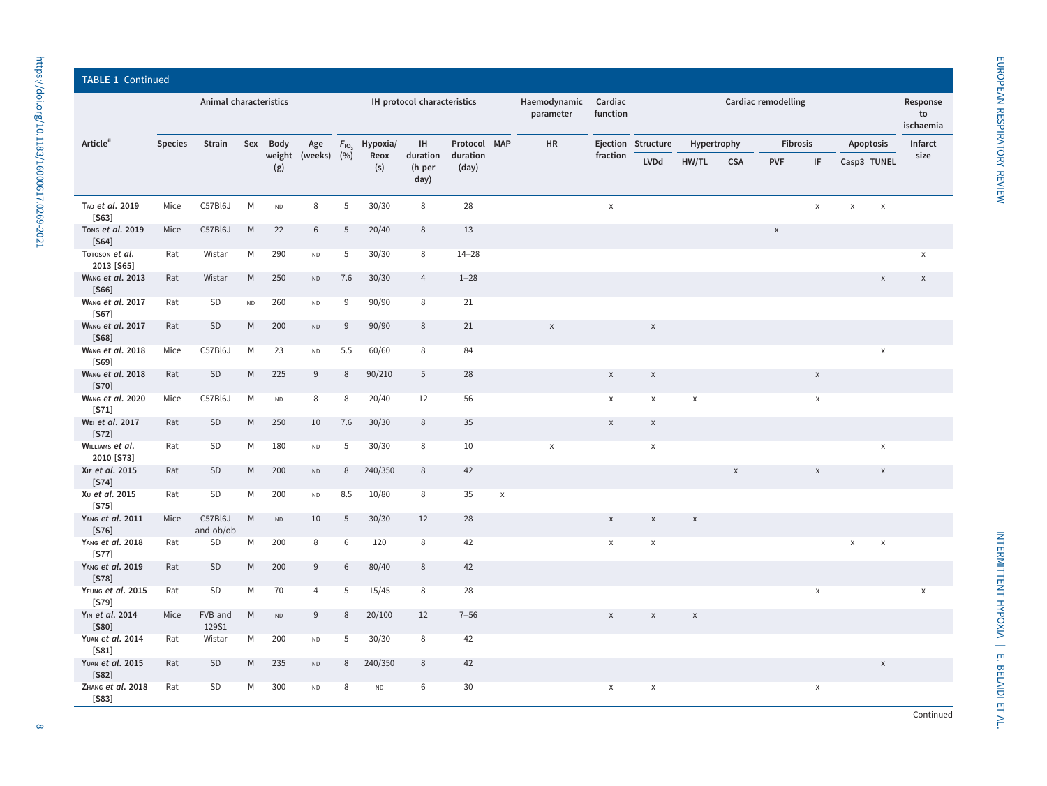**TABLE 1** Continued

| Article[#] | Animal characteristics | | | | | IH protocol characteristics | | | | | Haemodynamic parameter | Cardiac function | Cardiac remodelling | | | | | | | Response to ischaemia |
|---|---|---|---|---|---|---|---|---|---|---|---|---|---|---|---|---|---|---|---|---|
| | Species | Strain | Sex | Body weight (g) | Age (weeks) | $F_{IO_2}$ (%) | Hypoxia/ Reox (s) | IH duration (h per day) | Protocol duration (day) | MAP | HR | Ejection fraction | Structure | Hypertrophy | | Fibrosis | | Apoptosis | | Infarct size |
| | | | | | | | | | | | | | LVDd | HW/TL | CSA | PVF | IF | Casp3 | TUNEL | |
| Tao *et al.* 2019 [S63] | Mice | C57Bl6J | M | ND | 8 | 5 | 30/30 | 8 | 28 | | | x | | | | | x | x | x | |
| Tong *et al.* 2019 [S64] | Mice | C57Bl6J | M | 22 | 6 | 5 | 20/40 | 8 | 13 | | | | | | | x | | | | |
| Totoson *et al.* 2013 [S65] | Rat | Wistar | M | 290 | ND | 5 | 30/30 | 8 | 14–28 | | | | | | | | | | | x |
| Wang *et al.* 2013 [S66] | Rat | Wistar | M | 250 | ND | 7.6 | 30/30 | 4 | 1–28 | | | | | | | | | | x | x |
| Wang *et al.* 2017 [S67] | Rat | SD | ND | 260 | ND | 9 | 90/90 | 8 | 21 | | | | | | | | | | | |
| Wang *et al.* 2017 [S68] | Rat | SD | M | 200 | ND | 9 | 90/90 | 8 | 21 | | x | | x | | | | | | | |
| Wang *et al.* 2018 [S69] | Mice | C57Bl6J | M | 23 | ND | 5.5 | 60/60 | 8 | 84 | | | | | | | | | | x | |
| Wang *et al.* 2018 [S70] | Rat | SD | M | 225 | 9 | 8 | 90/210 | 5 | 28 | | | x | x | | | | x | | | |
| Wang *et al.* 2020 [S71] | Mice | C57Bl6J | M | ND | 8 | 8 | 20/40 | 12 | 56 | | | x | x | x | | | x | | | |
| Wei *et al.* 2017 [S72] | Rat | SD | M | 250 | 10 | 7.6 | 30/30 | 8 | 35 | | | x | x | | | | | | | |
| Williams *et al.* 2010 [S73] | Rat | SD | M | 180 | ND | 5 | 30/30 | 8 | 10 | | x | | x | | | | | | x | |
| Xie *et al.* 2015 [S74] | Rat | SD | M | 200 | ND | 8 | 240/350 | 8 | 42 | | | | | | x | | x | | x | |
| Xu *et al.* 2015 [S75] | Rat | SD | M | 200 | ND | 8.5 | 10/80 | 8 | 35 | x | | | | | | | | | | |
| Yang *et al.* 2011 [S76] | Mice | C57Bl6J and ob/ob | M | ND | 10 | 5 | 30/30 | 12 | 28 | | | x | x | x | | | | | | |
| Yang *et al.* 2018 [S77] | Rat | SD | M | 200 | 8 | 6 | 120 | 8 | 42 | | | x | x | | | | | x | x | |
| Yang *et al.* 2019 [S78] | Rat | SD | M | 200 | 9 | 6 | 80/40 | 8 | 42 | | | | | | | | | | | |
| Yeung *et al.* 2015 [S79] | Rat | SD | M | 70 | 4 | 5 | 15/45 | 8 | 28 | | | | | | | | x | | | x |
| Yin *et al.* 2014 [S80] | Mice | FVB and 129S1 | M | ND | 9 | 8 | 20/100 | 12 | 7–56 | | | x | x | x | | | | | | |
| Yuan *et al.* 2014 [S81] | Rat | Wistar | M | 200 | ND | 5 | 30/30 | 8 | 42 | | | | | | | | | | | |
| Yuan *et al.* 2015 [S82] | Rat | SD | M | 235 | ND | 8 | 240/350 | 8 | 42 | | | | | | | | | | x | |
| Zhang *et al.* 2018 [S83] | Rat | SD | M | 300 | ND | 8 | ND | 6 | 30 | | | x | x | | | | x | | | |

Continued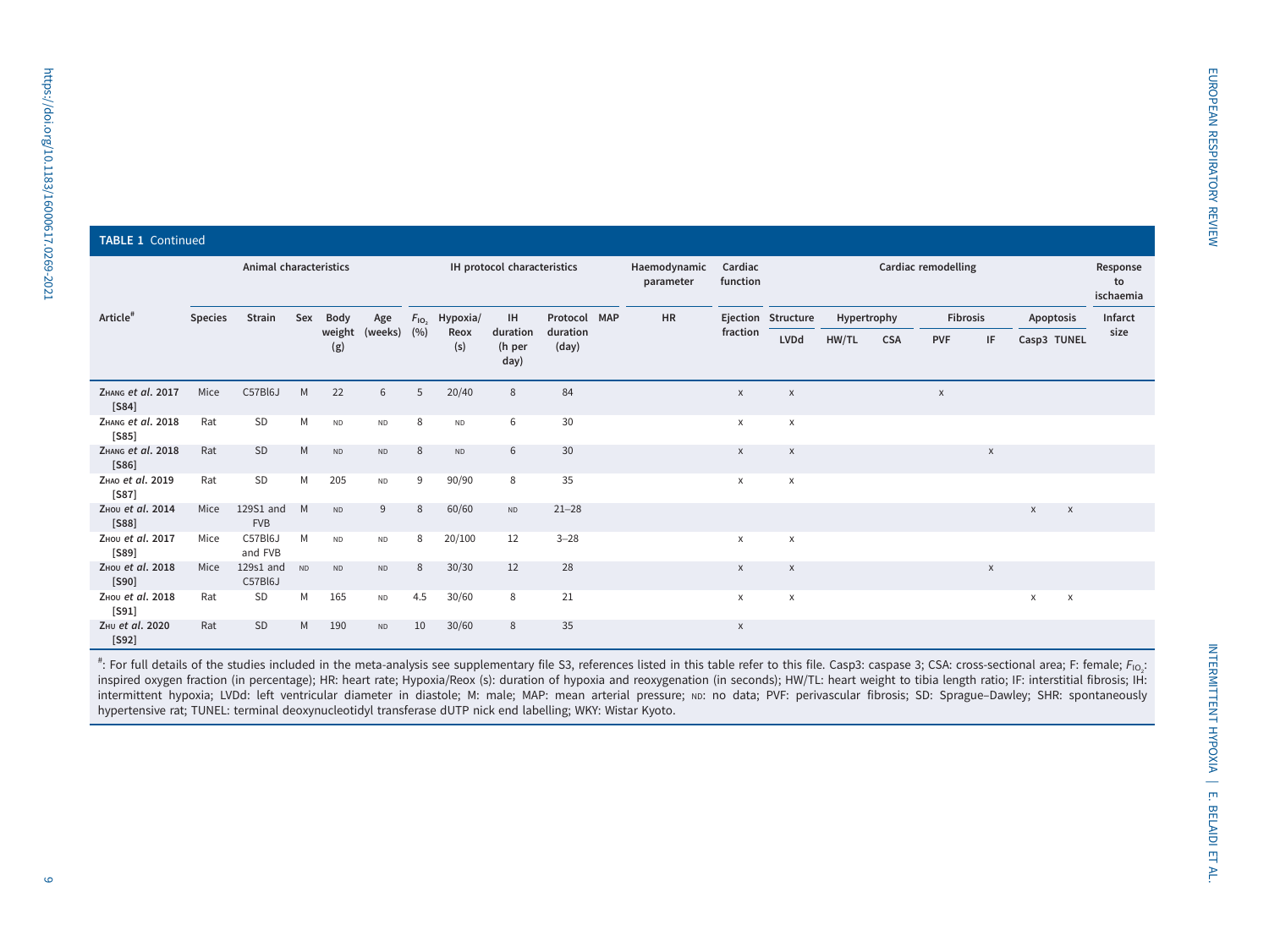**TABLE 1** Continued

| Article[#] | Animal characteristics | | | | | IH protocol characteristics | | | | | Haemodynamic parameter | Cardiac function | Cardiac remodelling | | | | | | | Response to ischaemia |
|---|---|---|---|---|---|---|---|---|---|---|---|---|---|---|---|---|---|---|---|---|
| | Species | Strain | Sex | Body weight (g) | Age (weeks) | $F_{IO_2}$ (%) | Hypoxia/ Reox (s) | IH duration (h per day) | Protocol duration (day) | MAP | HR | Ejection fraction | Structure | Hypertrophy | | Fibrosis | | Apoptosis | | Infarct size |
| | | | | | | | | | | | | | LVDd | HW/TL | CSA | PVF | IF | Casp3 | TUNEL | |
| Zhang *et al*. 2017 [S84] | Mice | C57Bl6J | M | 22 | 6 | 5 | 20/40 | 8 | 84 | | | x | x | | | x | | | | |
| Zhang *et al*. 2018 [S85] | Rat | SD | M | ND | ND | 8 | ND | 6 | 30 | | | x | x | | | | | | | |
| Zhang *et al*. 2018 [S86] | Rat | SD | M | ND | ND | 8 | ND | 6 | 30 | | | x | x | | | | x | | | |
| Zhao *et al*. 2019 [S87] | Rat | SD | M | 205 | ND | 9 | 90/90 | 8 | 35 | | | x | x | | | | | | | |
| Zhou *et al*. 2014 [S88] | Mice | 129S1 and FVB | M | ND | 9 | 8 | 60/60 | ND | 21–28 | | | | | | | | | x | x | |
| Zhou *et al*. 2017 [S89] | Mice | C57Bl6J and FVB | M | ND | ND | 8 | 20/100 | 12 | 3–28 | | | x | x | | | | | | | |
| Zhou *et al*. 2018 [S90] | Mice | 129s1 and C57Bl6J | ND | ND | ND | 8 | 30/30 | 12 | 28 | | | x | x | | | | x | | | |
| Zhou *et al*. 2018 [S91] | Rat | SD | M | 165 | ND | 4.5 | 30/60 | 8 | 21 | | | x | x | | | | | x | x | |
| Zhu *et al*. 2020 [S92] | Rat | SD | M | 190 | ND | 10 | 30/60 | 8 | 35 | | | x | | | | | | | | |

[#]: For full details of the studies included in the meta-analysis see supplementary file S3, references listed in this table refer to this file. Casp3: caspase 3; CSA: cross-sectional area; F: female; $F_{IO_2}$: inspired oxygen fraction (in percentage); HR: heart rate; Hypoxia/Reox (s): duration of hypoxia and reoxygenation (in seconds); HW/TL: heart weight to tibia length ratio; IF: interstitial fibrosis; IH: intermittent hypoxia; LVDd: left ventricular diameter in diastole; M: male; MAP: mean arterial pressure; ND: no data; PVF: perivascular fibrosis; SD: Sprague–Dawley; SHR: spontaneously hypertensive rat; TUNEL: terminal deoxynucleotidyl transferase dUTP nick end labelling; WKY: Wistar Kyoto.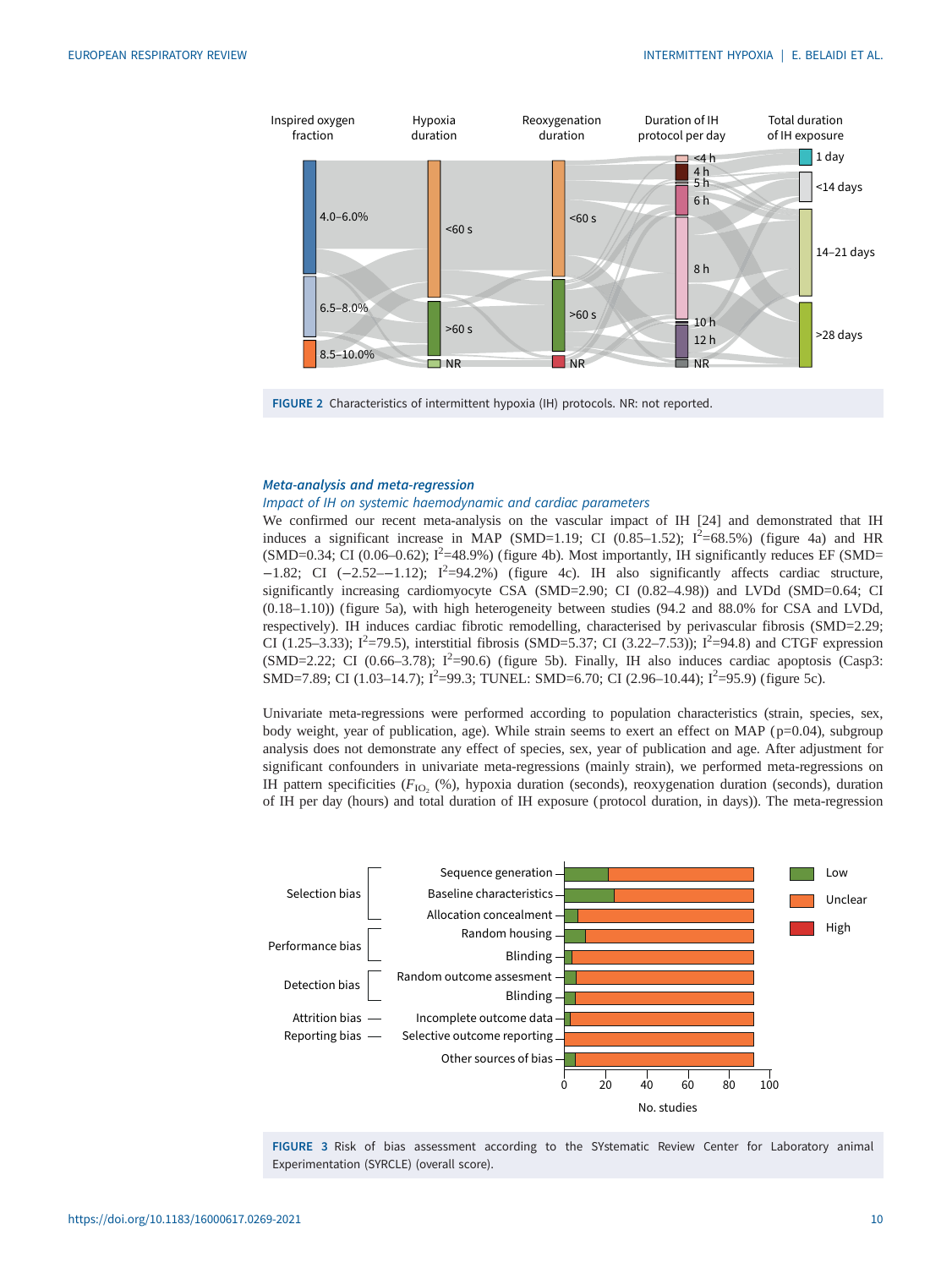FIGURE 2 Characteristics of intermittent hypoxia (IH) protocols. NR: not reported.

### *Meta-analysis and meta-regression*

#### *Impact of IH on systemic haemodynamic and cardiac parameters*

We confirmed our recent meta-analysis on the vascular impact of IH [24] and demonstrated that IH induces a significant increase in MAP (SMD=1.19; CI (0.85–1.52); $I^2$=68.5%) (figure 4a) and HR (SMD=0.34; CI (0.06–0.62); $I^2$=48.9%) (figure 4b). Most importantly, IH significantly reduces EF (SMD=−1.82; CI (−2.52–−1.12); $I^2$=94.2%) (figure 4c). IH also significantly affects cardiac structure, significantly increasing cardiomyocyte CSA (SMD=2.90; CI (0.82–4.98)) and LVDd (SMD=0.64; CI (0.18–1.10)) (figure 5a), with high heterogeneity between studies (94.2 and 88.0% for CSA and LVDd, respectively). IH induces cardiac fibrotic remodelling, characterised by perivascular fibrosis (SMD=2.29; CI (1.25–3.33); $I^2$=79.5), interstitial fibrosis (SMD=5.37; CI (3.22–7.53)); $I^2$=94.8) and CTGF expression (SMD=2.22; CI (0.66–3.78); $I^2$=90.6) (figure 5b). Finally, IH also induces cardiac apoptosis (Casp3: SMD=7.89; CI (1.03–14.7); $I^2$=99.3; TUNEL: SMD=6.70; CI (2.96–10.44); $I^2$=95.9) (figure 5c).

Univariate meta-regressions were performed according to population characteristics (strain, species, sex, body weight, year of publication, age). While strain seems to exert an effect on MAP (p=0.04), subgroup analysis does not demonstrate any effect of species, sex, year of publication and age. After adjustment for significant confounders in univariate meta-regressions (mainly strain), we performed meta-regressions on IH pattern specificities ($F_{IO_2}$ (%), hypoxia duration (seconds), reoxygenation duration (seconds), duration of IH per day (hours) and total duration of IH exposure (protocol duration, in days)). The meta-regression

FIGURE 3 Risk of bias assessment according to the SYstematic Review Center for Laboratory animal Experimentation (SYRCLE) (overall score).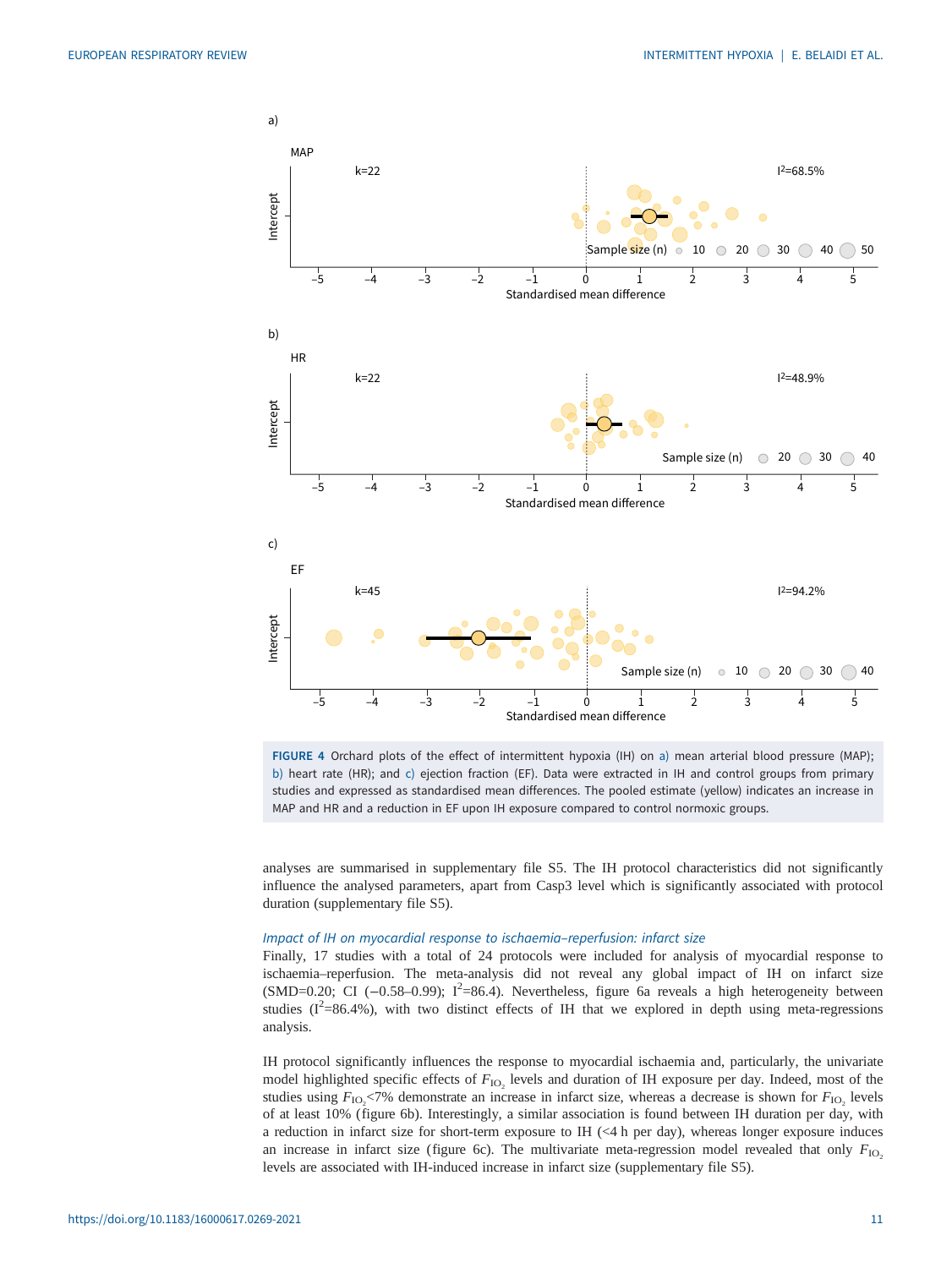a)

MAP

k=22

I²=68.5%

Intercept

Sample size (n) 10 20 30 40 50

−5 −4 −3 −2 −1 0 1 2 3 4 5

Standardised mean difference

b)

HR

k=22

I²=48.9%

Intercept

Sample size (n) 20 30 40

−5 −4 −3 −2 −1 0 1 2 3 4 5

Standardised mean difference

c)

EF

k=45

I²=94.2%

Intercept

Sample size (n) 10 20 30 40

−5 −4 −3 −2 −1 0 1 2 3 4 5

Standardised mean difference

**FIGURE 4** Orchard plots of the effect of intermittent hypoxia (IH) on a) mean arterial blood pressure (MAP); b) heart rate (HR); and c) ejection fraction (EF). Data were extracted in IH and control groups from primary studies and expressed as standardised mean differences. The pooled estimate (yellow) indicates an increase in MAP and HR and a reduction in EF upon IH exposure compared to control normoxic groups.

analyses are summarised in supplementary file S5. The IH protocol characteristics did not significantly influence the analysed parameters, apart from Casp3 level which is significantly associated with protocol duration (supplementary file S5).

### *Impact of IH on myocardial response to ischaemia–reperfusion: infarct size*

Finally, 17 studies with a total of 24 protocols were included for analysis of myocardial response to ischaemia–reperfusion. The meta-analysis did not reveal any global impact of IH on infarct size (SMD=0.20; CI (−0.58–0.99); $I^2$=86.4). Nevertheless, figure 6a reveals a high heterogeneity between studies ($I^2$=86.4%), with two distinct effects of IH that we explored in depth using meta-regressions analysis.

IH protocol significantly influences the response to myocardial ischaemia and, particularly, the univariate model highlighted specific effects of $F_{IO_2}$ levels and duration of IH exposure per day. Indeed, most of the studies using $F_{IO_2}$<7% demonstrate an increase in infarct size, whereas a decrease is shown for $F_{IO_2}$ levels of at least 10% (figure 6b). Interestingly, a similar association is found between IH duration per day, with a reduction in infarct size for short-term exposure to IH (<4 h per day), whereas longer exposure induces an increase in infarct size (figure 6c). The multivariate meta-regression model revealed that only $F_{IO_2}$ levels are associated with IH-induced increase in infarct size (supplementary file S5).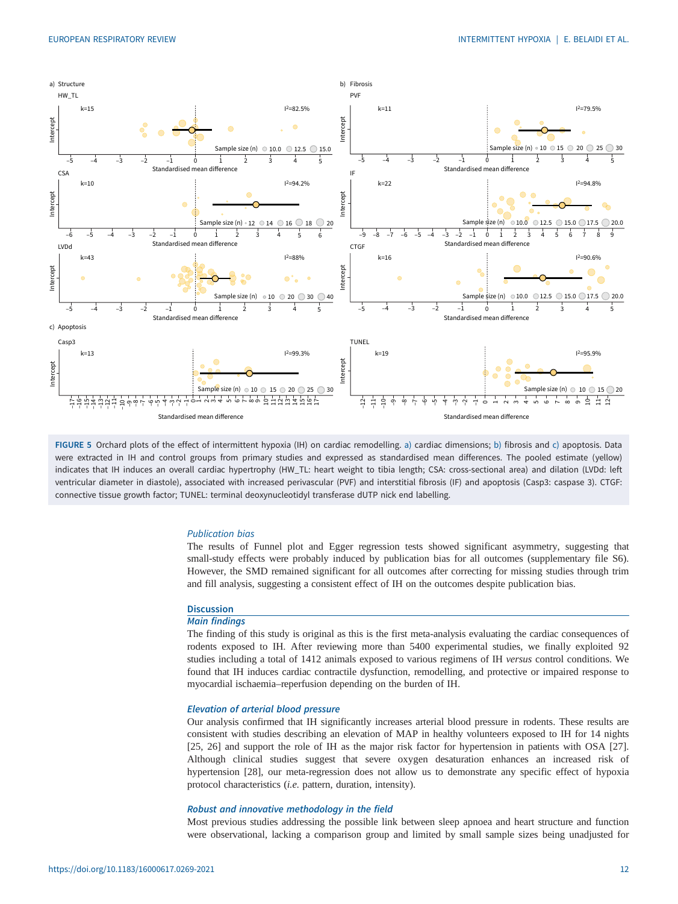a) Structure

HW_TL

k=15

I²=82.5%

Intercept

Sample size (n) 10.0 12.5 15.0

−5 −4 −3 −2 −1 0 1 2 3 4 5

Standardised mean difference

CSA

k=10

I²=94.2%

Intercept

Sample size (n) 12 14 16 18 20

−6 −5 −4 −3 −2 −1 0 1 2 3 4 5 6

Standardised mean difference

LVDd

k=43

I²=88%

Intercept

Sample size (n) 10 20 30 40

−5 −4 −3 −2 −1 0 1 2 3 4 5

Standardised mean difference

b) Fibrosis

PVF

k=11

I²=79.5%

Intercept

Sample size (n) 10 15 20 25 30

−5 −4 −3 −2 −1 0 1 2 3 4 5

Standardised mean difference

IF

k=22

I²=94.8%

Intercept

Sample size (n) 10.0 12.5 15.0 17.5 20.0

−9 −8 −7 −6 −5 −4 −3 −2 −1 0 1 2 3 4 5 6 7 8 9

Standardised mean difference

CTGF

k=16

I²=90.6%

Intercept

Sample size (n) 10.0 12.5 15.0 17.5 20.0

−5 −4 −3 −2 −1 0 1 2 3 4 5

Standardised mean difference

c) Apoptosis

Casp3

k=13

I²=99.3%

Intercept

Sample size (n) 10 15 20 25 30

−17 −16 −15 −14 −13 −12 −11 −10 −9 −8 −7 −6 −5 −4 −3 −2 −1 0 1 2 3 4 5 6 7 8 9 10 11 12 13 14 15 16 17

Standardised mean difference

TUNEL

k=19

I²=95.9%

Intercept

Sample size (n) 10 15 20

−12 −11 −10 −9 −8 −7 −6 −5 −4 −3 −2 −1 0 1 2 3 4 5 6 7 8 9 10 11 12

Standardised mean difference

**FIGURE 5** Orchard plots of the effect of intermittent hypoxia (IH) on cardiac remodelling. a) cardiac dimensions; b) fibrosis and c) apoptosis. Data were extracted in IH and control groups from primary studies and expressed as standardised mean differences. The pooled estimate (yellow) indicates that IH induces an overall cardiac hypertrophy (HW_TL: heart weight to tibia length; CSA: cross-sectional area) and dilation (LVDd: left ventricular diameter in diastole), associated with increased perivascular (PVF) and interstitial fibrosis (IF) and apoptosis (Casp3: caspase 3). CTGF: connective tissue growth factor; TUNEL: terminal deoxynucleotidyl transferase dUTP nick end labelling.

### *Publication bias*

The results of Funnel plot and Egger regression tests showed significant asymmetry, suggesting that small-study effects were probably induced by publication bias for all outcomes (supplementary file S6). However, the SMD remained significant for all outcomes after correcting for missing studies through trim and fill analysis, suggesting a consistent effect of IH on the outcomes despite publication bias.

## Discussion

### *Main findings*

The finding of this study is original as this is the first meta-analysis evaluating the cardiac consequences of rodents exposed to IH. After reviewing more than 5400 experimental studies, we finally exploited 92 studies including a total of 1412 animals exposed to various regimens of IH *versus* control conditions. We found that IH induces cardiac contractile dysfunction, remodelling, and protective or impaired response to myocardial ischaemia–reperfusion depending on the burden of IH.

### *Elevation of arterial blood pressure*

Our analysis confirmed that IH significantly increases arterial blood pressure in rodents. These results are consistent with studies describing an elevation of MAP in healthy volunteers exposed to IH for 14 nights [25, 26] and support the role of IH as the major risk factor for hypertension in patients with OSA [27]. Although clinical studies suggest that severe oxygen desaturation enhances an increased risk of hypertension [28], our meta-regression does not allow us to demonstrate any specific effect of hypoxia protocol characteristics (*i.e.* pattern, duration, intensity).

### *Robust and innovative methodology in the field*

Most previous studies addressing the possible link between sleep apnoea and heart structure and function were observational, lacking a comparison group and limited by small sample sizes being unadjusted for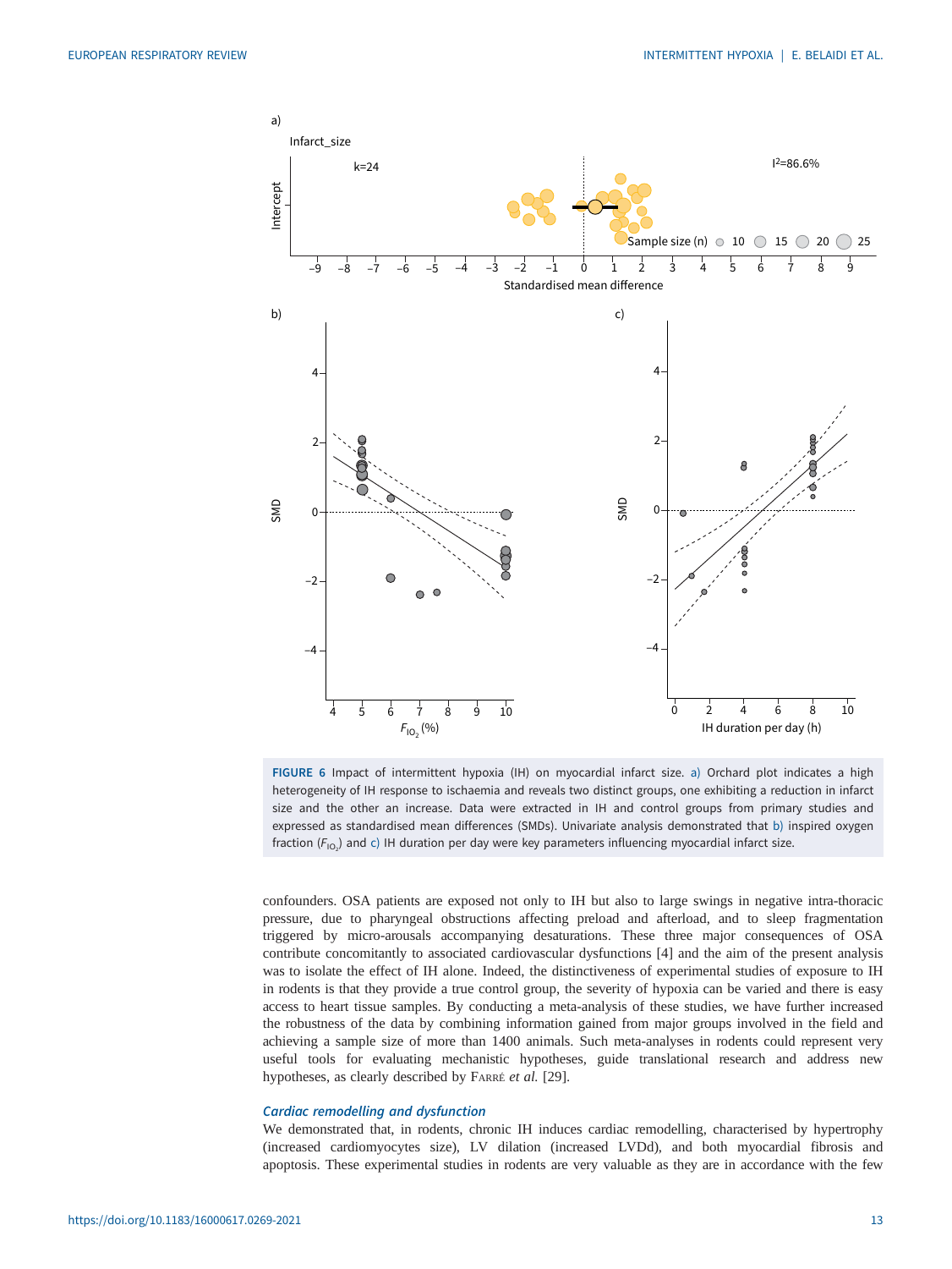a)

Infarct_size

k=24

I²=86.6%

Intercept

Sample size (n) 10 15 20 25

−9 −8 −7 −6 −5 −4 −3 −2 −1 0 1 2 3 4 5 6 7 8 9

Standardised mean difference

b)

SMD

4 2 0 −2 −4

4 5 6 7 8 9 10

$F_{IO_2}$ (%)

c)

SMD

4 2 0 −2 −4

0 2 4 6 8 10

IH duration per day (h)

**FIGURE 6** Impact of intermittent hypoxia (IH) on myocardial infarct size. a) Orchard plot indicates a high heterogeneity of IH response to ischaemia and reveals two distinct groups, one exhibiting a reduction in infarct size and the other an increase. Data were extracted in IH and control groups from primary studies and expressed as standardised mean differences (SMDs). Univariate analysis demonstrated that b) inspired oxygen fraction ($F_{IO_2}$) and c) IH duration per day were key parameters influencing myocardial infarct size.

confounders. OSA patients are exposed not only to IH but also to large swings in negative intra-thoracic pressure, due to pharyngeal obstructions affecting preload and afterload, and to sleep fragmentation triggered by micro-arousals accompanying desaturations. These three major consequences of OSA contribute concomitantly to associated cardiovascular dysfunctions [4] and the aim of the present analysis was to isolate the effect of IH alone. Indeed, the distinctiveness of experimental studies of exposure to IH in rodents is that they provide a true control group, the severity of hypoxia can be varied and there is easy access to heart tissue samples. By conducting a meta-analysis of these studies, we have further increased the robustness of the data by combining information gained from major groups involved in the field and achieving a sample size of more than 1400 animals. Such meta-analyses in rodents could represent very useful tools for evaluating mechanistic hypotheses, guide translational research and address new hypotheses, as clearly described by Farré *et al.* [29].

### *Cardiac remodelling and dysfunction*

We demonstrated that, in rodents, chronic IH induces cardiac remodelling, characterised by hypertrophy (increased cardiomyocytes size), LV dilation (increased LVDd), and both myocardial fibrosis and apoptosis. These experimental studies in rodents are very valuable as they are in accordance with the few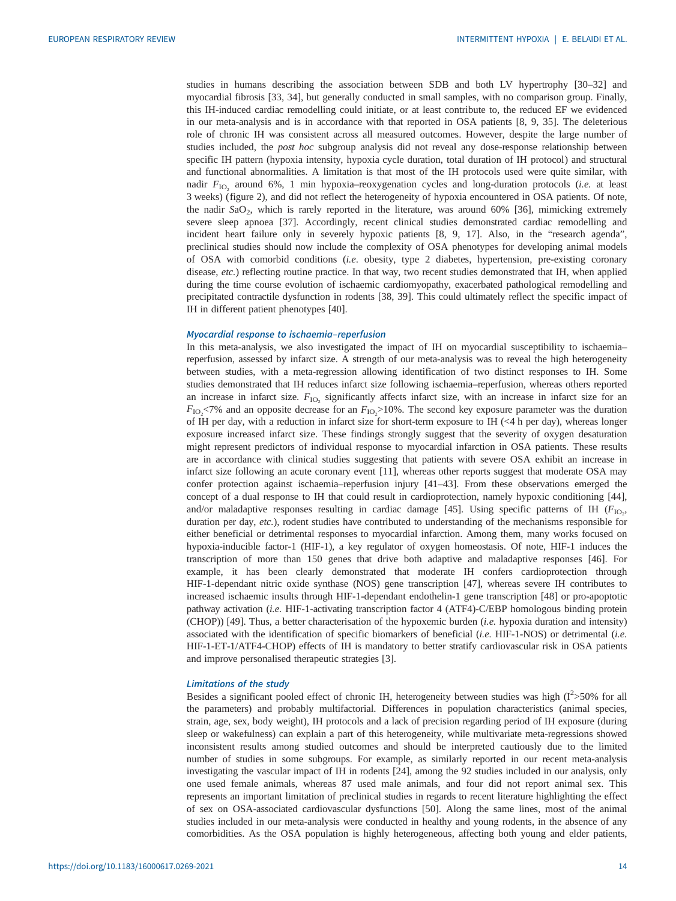studies in humans describing the association between SDB and both LV hypertrophy [30–32] and myocardial fibrosis [33, 34], but generally conducted in small samples, with no comparison group. Finally, this IH-induced cardiac remodelling could initiate, or at least contribute to, the reduced EF we evidenced in our meta-analysis and is in accordance with that reported in OSA patients [8, 9, 35]. The deleterious role of chronic IH was consistent across all measured outcomes. However, despite the large number of studies included, the *post hoc* subgroup analysis did not reveal any dose-response relationship between specific IH pattern (hypoxia intensity, hypoxia cycle duration, total duration of IH protocol) and structural and functional abnormalities. A limitation is that most of the IH protocols used were quite similar, with nadir $F_{IO_2}$ around 6%, 1 min hypoxia–reoxygenation cycles and long-duration protocols (*i.e.* at least 3 weeks) (figure 2), and did not reflect the heterogeneity of hypoxia encountered in OSA patients. Of note, the nadir $SaO_2$, which is rarely reported in the literature, was around 60% [36], mimicking extremely severe sleep apnoea [37]. Accordingly, recent clinical studies demonstrated cardiac remodelling and incident heart failure only in severely hypoxic patients [8, 9, 17]. Also, in the "research agenda", preclinical studies should now include the complexity of OSA phenotypes for developing animal models of OSA with comorbid conditions (*i.e.* obesity, type 2 diabetes, hypertension, pre-existing coronary disease, *etc.*) reflecting routine practice. In that way, two recent studies demonstrated that IH, when applied during the time course evolution of ischaemic cardiomyopathy, exacerbated pathological remodelling and precipitated contractile dysfunction in rodents [38, 39]. This could ultimately reflect the specific impact of IH in different patient phenotypes [40].

### *Myocardial response to ischaemia–reperfusion*

In this meta-analysis, we also investigated the impact of IH on myocardial susceptibility to ischaemia–reperfusion, assessed by infarct size. A strength of our meta-analysis was to reveal the high heterogeneity between studies, with a meta-regression allowing identification of two distinct responses to IH. Some studies demonstrated that IH reduces infarct size following ischaemia–reperfusion, whereas others reported an increase in infarct size. $F_{IO_2}$ significantly affects infarct size, with an increase in infarct size for an $F_{IO_2}$<7% and an opposite decrease for an $F_{IO_2}$>10%. The second key exposure parameter was the duration of IH per day, with a reduction in infarct size for short-term exposure to IH (<4 h per day), whereas longer exposure increased infarct size. These findings strongly suggest that the severity of oxygen desaturation might represent predictors of individual response to myocardial infarction in OSA patients. These results are in accordance with clinical studies suggesting that patients with severe OSA exhibit an increase in infarct size following an acute coronary event [11], whereas other reports suggest that moderate OSA may confer protection against ischaemia–reperfusion injury [41–43]. From these observations emerged the concept of a dual response to IH that could result in cardioprotection, namely hypoxic conditioning [44], and/or maladaptive responses resulting in cardiac damage [45]. Using specific patterns of IH ($F_{IO_2}$, duration per day, *etc.*), rodent studies have contributed to understanding of the mechanisms responsible for either beneficial or detrimental responses to myocardial infarction. Among them, many works focused on hypoxia-inducible factor-1 (HIF-1), a key regulator of oxygen homeostasis. Of note, HIF-1 induces the transcription of more than 150 genes that drive both adaptive and maladaptive responses [46]. For example, it has been clearly demonstrated that moderate IH confers cardioprotection through HIF-1-dependant nitric oxide synthase (NOS) gene transcription [47], whereas severe IH contributes to increased ischaemic insults through HIF-1-dependant endothelin-1 gene transcription [48] or pro-apoptotic pathway activation (*i.e.* HIF-1-activating transcription factor 4 (ATF4)-C/EBP homologous binding protein (CHOP)) [49]. Thus, a better characterisation of the hypoxemic burden (*i.e.* hypoxia duration and intensity) associated with the identification of specific biomarkers of beneficial (*i.e.* HIF-1-NOS) or detrimental (*i.e.* HIF-1-ET-1/ATF4-CHOP) effects of IH is mandatory to better stratify cardiovascular risk in OSA patients and improve personalised therapeutic strategies [3].

### *Limitations of the study*

Besides a significant pooled effect of chronic IH, heterogeneity between studies was high ($I^2$>50% for all the parameters) and probably multifactorial. Differences in population characteristics (animal species, strain, age, sex, body weight), IH protocols and a lack of precision regarding period of IH exposure (during sleep or wakefulness) can explain a part of this heterogeneity, while multivariate meta-regressions showed inconsistent results among studied outcomes and should be interpreted cautiously due to the limited number of studies in some subgroups. For example, as similarly reported in our recent meta-analysis investigating the vascular impact of IH in rodents [24], among the 92 studies included in our analysis, only one used female animals, whereas 87 used male animals, and four did not report animal sex. This represents an important limitation of preclinical studies in regards to recent literature highlighting the effect of sex on OSA-associated cardiovascular dysfunctions [50]. Along the same lines, most of the animal studies included in our meta-analysis were conducted in healthy and young rodents, in the absence of any comorbidities. As the OSA population is highly heterogeneous, affecting both young and elder patients,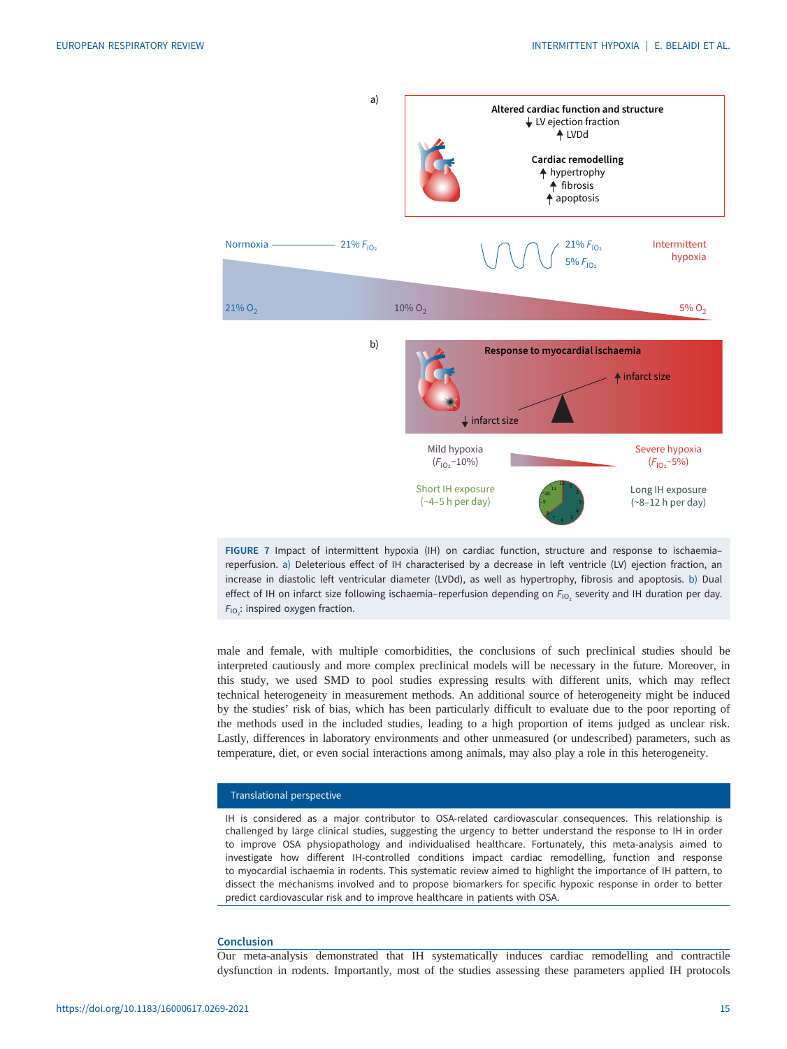a)

Altered cardiac function and structure
↓ LV ejection fraction
↑ LVDd

Cardiac remodelling
↑ hypertrophy
↑ fibrosis
↑ apoptosis

Normoxia — 21% $F_{IO_2}$

21% $F_{IO_2}$
5% $F_{IO_2}$

Intermittent hypoxia

21% $O_2$ 10% $O_2$ 5% $O_2$

b)

Response to myocardial ischaemia

↑ infarct size

↓ infarct size

Mild hypoxia ($F_{IO_2}$~10%)

Severe hypoxia ($F_{IO_2}$~5%)

Short IH exposure (~4–5 h per day)

Long IH exposure (~8–12 h per day)

**FIGURE 7** Impact of intermittent hypoxia (IH) on cardiac function, structure and response to ischaemia–reperfusion. a) Deleterious effect of IH characterised by a decrease in left ventricle (LV) ejection fraction, an increase in diastolic left ventricular diameter (LVDd), as well as hypertrophy, fibrosis and apoptosis. b) Dual effect of IH on infarct size following ischaemia–reperfusion depending on $F_{IO_2}$ severity and IH duration per day. $F_{IO_2}$: inspired oxygen fraction.

male and female, with multiple comorbidities, the conclusions of such preclinical studies should be interpreted cautiously and more complex preclinical models will be necessary in the future. Moreover, in this study, we used SMD to pool studies expressing results with different units, which may reflect technical heterogeneity in measurement methods. An additional source of heterogeneity might be induced by the studies' risk of bias, which has been particularly difficult to evaluate due to the poor reporting of the methods used in the included studies, leading to a high proportion of items judged as unclear risk. Lastly, differences in laboratory environments and other unmeasured (or undescribed) parameters, such as temperature, diet, or even social interactions among animals, may also play a role in this heterogeneity.

**Translational perspective**

IH is considered as a major contributor to OSA-related cardiovascular consequences. This relationship is challenged by large clinical studies, suggesting the urgency to better understand the response to IH in order to improve OSA physiopathology and individualised healthcare. Fortunately, this meta-analysis aimed to investigate how different IH-controlled conditions impact cardiac remodelling, function and response to myocardial ischaemia in rodents. This systematic review aimed to highlight the importance of IH pattern, to dissect the mechanisms involved and to propose biomarkers for specific hypoxic response in order to better predict cardiovascular risk and to improve healthcare in patients with OSA.

## Conclusion

Our meta-analysis demonstrated that IH systematically induces cardiac remodelling and contractile dysfunction in rodents. Importantly, most of the studies assessing these parameters applied IH protocols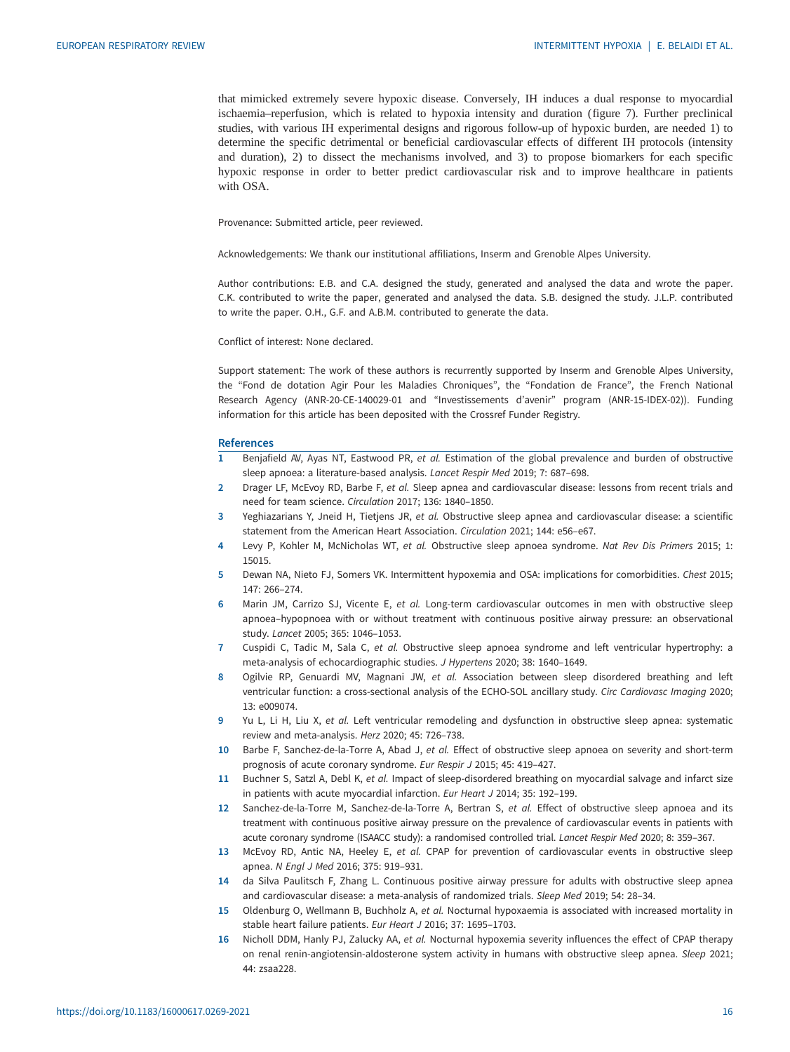that mimicked extremely severe hypoxic disease. Conversely, IH induces a dual response to myocardial ischaemia–reperfusion, which is related to hypoxia intensity and duration (figure 7). Further preclinical studies, with various IH experimental designs and rigorous follow-up of hypoxic burden, are needed 1) to determine the specific detrimental or beneficial cardiovascular effects of different IH protocols (intensity and duration), 2) to dissect the mechanisms involved, and 3) to propose biomarkers for each specific hypoxic response in order to better predict cardiovascular risk and to improve healthcare in patients with OSA.

Provenance: Submitted article, peer reviewed.

Acknowledgements: We thank our institutional affiliations, Inserm and Grenoble Alpes University.

Author contributions: E.B. and C.A. designed the study, generated and analysed the data and wrote the paper. C.K. contributed to write the paper, generated and analysed the data. S.B. designed the study. J.L.P. contributed to write the paper. O.H., G.F. and A.B.M. contributed to generate the data.

Conflict of interest: None declared.

Support statement: The work of these authors is recurrently supported by Inserm and Grenoble Alpes University, the "Fond de dotation Agir Pour les Maladies Chroniques", the "Fondation de France", the French National Research Agency (ANR-20-CE-140029-01 and "Investissements d'avenir" program (ANR-15-IDEX-02)). Funding information for this article has been deposited with the Crossref Funder Registry.

## References

1. Benjafield AV, Ayas NT, Eastwood PR, *et al.* Estimation of the global prevalence and burden of obstructive sleep apnoea: a literature-based analysis. *Lancet Respir Med* 2019; 7: 687–698.
2. Drager LF, McEvoy RD, Barbe F, *et al.* Sleep apnea and cardiovascular disease: lessons from recent trials and need for team science. *Circulation* 2017; 136: 1840–1850.
3. Yeghiazarians Y, Jneid H, Tietjens JR, *et al.* Obstructive sleep apnea and cardiovascular disease: a scientific statement from the American Heart Association. *Circulation* 2021; 144: e56–e67.
4. Levy P, Kohler M, McNicholas WT, *et al.* Obstructive sleep apnoea syndrome. *Nat Rev Dis Primers* 2015; 1: 15015.
5. Dewan NA, Nieto FJ, Somers VK. Intermittent hypoxemia and OSA: implications for comorbidities. *Chest* 2015; 147: 266–274.
6. Marin JM, Carrizo SJ, Vicente E, *et al.* Long-term cardiovascular outcomes in men with obstructive sleep apnoea–hypopnoea with or without treatment with continuous positive airway pressure: an observational study. *Lancet* 2005; 365: 1046–1053.
7. Cuspidi C, Tadic M, Sala C, *et al.* Obstructive sleep apnoea syndrome and left ventricular hypertrophy: a meta-analysis of echocardiographic studies. *J Hypertens* 2020; 38: 1640–1649.
8. Ogilvie RP, Genuardi MV, Magnani JW, *et al.* Association between sleep disordered breathing and left ventricular function: a cross-sectional analysis of the ECHO-SOL ancillary study. *Circ Cardiovasc Imaging* 2020; 13: e009074.
9. Yu L, Li H, Liu X, *et al.* Left ventricular remodeling and dysfunction in obstructive sleep apnea: systematic review and meta-analysis. *Herz* 2020; 45: 726–738.
10. Barbe F, Sanchez-de-la-Torre A, Abad J, *et al.* Effect of obstructive sleep apnoea on severity and short-term prognosis of acute coronary syndrome. *Eur Respir J* 2015; 45: 419–427.
11. Buchner S, Satzl A, Debl K, *et al.* Impact of sleep-disordered breathing on myocardial salvage and infarct size in patients with acute myocardial infarction. *Eur Heart J* 2014; 35: 192–199.
12. Sanchez-de-la-Torre M, Sanchez-de-la-Torre A, Bertran S, *et al.* Effect of obstructive sleep apnoea and its treatment with continuous positive airway pressure on the prevalence of cardiovascular events in patients with acute coronary syndrome (ISAACC study): a randomised controlled trial. *Lancet Respir Med* 2020; 8: 359–367.
13. McEvoy RD, Antic NA, Heeley E, *et al.* CPAP for prevention of cardiovascular events in obstructive sleep apnea. *N Engl J Med* 2016; 375: 919–931.
14. da Silva Paulitsch F, Zhang L. Continuous positive airway pressure for adults with obstructive sleep apnea and cardiovascular disease: a meta-analysis of randomized trials. *Sleep Med* 2019; 54: 28–34.
15. Oldenburg O, Wellmann B, Buchholz A, *et al.* Nocturnal hypoxaemia is associated with increased mortality in stable heart failure patients. *Eur Heart J* 2016; 37: 1695–1703.
16. Nicholl DDM, Hanly PJ, Zalucky AA, *et al.* Nocturnal hypoxemia severity influences the effect of CPAP therapy on renal renin-angiotensin-aldosterone system activity in humans with obstructive sleep apnea. *Sleep* 2021; 44: zsaa228.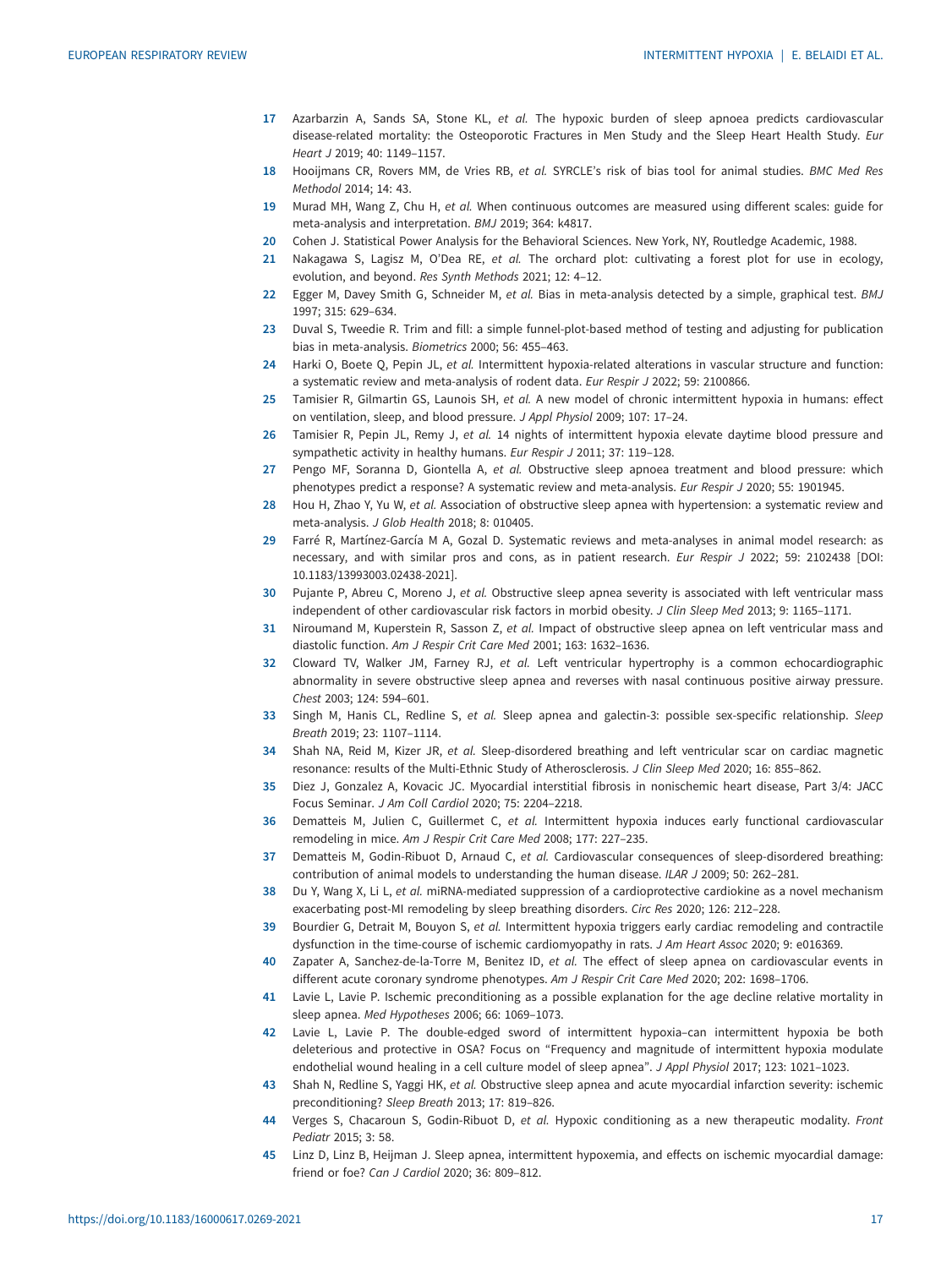17 Azarbarzin A, Sands SA, Stone KL, *et al.* The hypoxic burden of sleep apnoea predicts cardiovascular disease-related mortality: the Osteoporotic Fractures in Men Study and the Sleep Heart Health Study. *Eur Heart J* 2019; 40: 1149–1157.

18 Hooijmans CR, Rovers MM, de Vries RB, *et al.* SYRCLE's risk of bias tool for animal studies. *BMC Med Res Methodol* 2014; 14: 43.

19 Murad MH, Wang Z, Chu H, *et al.* When continuous outcomes are measured using different scales: guide for meta-analysis and interpretation. *BMJ* 2019; 364: k4817.

20 Cohen J. Statistical Power Analysis for the Behavioral Sciences. New York, NY, Routledge Academic, 1988.

21 Nakagawa S, Lagisz M, O'Dea RE, *et al.* The orchard plot: cultivating a forest plot for use in ecology, evolution, and beyond. *Res Synth Methods* 2021; 12: 4–12.

22 Egger M, Davey Smith G, Schneider M, *et al.* Bias in meta-analysis detected by a simple, graphical test. *BMJ* 1997; 315: 629–634.

23 Duval S, Tweedie R. Trim and fill: a simple funnel-plot-based method of testing and adjusting for publication bias in meta-analysis. *Biometrics* 2000; 56: 455–463.

24 Harki O, Boete Q, Pepin JL, *et al.* Intermittent hypoxia-related alterations in vascular structure and function: a systematic review and meta-analysis of rodent data. *Eur Respir J* 2022; 59: 2100866.

25 Tamisier R, Gilmartin GS, Launois SH, *et al.* A new model of chronic intermittent hypoxia in humans: effect on ventilation, sleep, and blood pressure. *J Appl Physiol* 2009; 107: 17–24.

26 Tamisier R, Pepin JL, Remy J, *et al.* 14 nights of intermittent hypoxia elevate daytime blood pressure and sympathetic activity in healthy humans. *Eur Respir J* 2011; 37: 119–128.

27 Pengo MF, Soranna D, Giontella A, *et al.* Obstructive sleep apnoea treatment and blood pressure: which phenotypes predict a response? A systematic review and meta-analysis. *Eur Respir J* 2020; 55: 1901945.

28 Hou H, Zhao Y, Yu W, *et al.* Association of obstructive sleep apnea with hypertension: a systematic review and meta-analysis. *J Glob Health* 2018; 8: 010405.

29 Farré R, Martínez-García M A, Gozal D. Systematic reviews and meta-analyses in animal model research: as necessary, and with similar pros and cons, as in patient research. *Eur Respir J* 2022; 59: 2102438 [DOI: 10.1183/13993003.02438-2021].

30 Pujante P, Abreu C, Moreno J, *et al.* Obstructive sleep apnea severity is associated with left ventricular mass independent of other cardiovascular risk factors in morbid obesity. *J Clin Sleep Med* 2013; 9: 1165–1171.

31 Niroumand M, Kuperstein R, Sasson Z, *et al.* Impact of obstructive sleep apnea on left ventricular mass and diastolic function. *Am J Respir Crit Care Med* 2001; 163: 1632–1636.

32 Cloward TV, Walker JM, Farney RJ, *et al.* Left ventricular hypertrophy is a common echocardiographic abnormality in severe obstructive sleep apnea and reverses with nasal continuous positive airway pressure. *Chest* 2003; 124: 594–601.

33 Singh M, Hanis CL, Redline S, *et al.* Sleep apnea and galectin-3: possible sex-specific relationship. *Sleep Breath* 2019; 23: 1107–1114.

34 Shah NA, Reid M, Kizer JR, *et al.* Sleep-disordered breathing and left ventricular scar on cardiac magnetic resonance: results of the Multi-Ethnic Study of Atherosclerosis. *J Clin Sleep Med* 2020; 16: 855–862.

35 Diez J, Gonzalez A, Kovacic JC. Myocardial interstitial fibrosis in nonischemic heart disease, Part 3/4: JACC Focus Seminar. *J Am Coll Cardiol* 2020; 75: 2204–2218.

36 Dematteis M, Julien C, Guillermet C, *et al.* Intermittent hypoxia induces early functional cardiovascular remodeling in mice. *Am J Respir Crit Care Med* 2008; 177: 227–235.

37 Dematteis M, Godin-Ribuot D, Arnaud C, *et al.* Cardiovascular consequences of sleep-disordered breathing: contribution of animal models to understanding the human disease. *ILAR J* 2009; 50: 262–281.

38 Du Y, Wang X, Li L, *et al.* miRNA-mediated suppression of a cardioprotective cardiokine as a novel mechanism exacerbating post-MI remodeling by sleep breathing disorders. *Circ Res* 2020; 126: 212–228.

39 Bourdier G, Detrait M, Bouyon S, *et al.* Intermittent hypoxia triggers early cardiac remodeling and contractile dysfunction in the time-course of ischemic cardiomyopathy in rats. *J Am Heart Assoc* 2020; 9: e016369.

40 Zapater A, Sanchez-de-la-Torre M, Benitez ID, *et al.* The effect of sleep apnea on cardiovascular events in different acute coronary syndrome phenotypes. *Am J Respir Crit Care Med* 2020; 202: 1698–1706.

41 Lavie L, Lavie P. Ischemic preconditioning as a possible explanation for the age decline relative mortality in sleep apnea. *Med Hypotheses* 2006; 66: 1069–1073.

42 Lavie L, Lavie P. The double-edged sword of intermittent hypoxia–can intermittent hypoxia be both deleterious and protective in OSA? Focus on "Frequency and magnitude of intermittent hypoxia modulate endothelial wound healing in a cell culture model of sleep apnea". *J Appl Physiol* 2017; 123: 1021–1023.

43 Shah N, Redline S, Yaggi HK, *et al.* Obstructive sleep apnea and acute myocardial infarction severity: ischemic preconditioning? *Sleep Breath* 2013; 17: 819–826.

44 Verges S, Chacaroun S, Godin-Ribuot D, *et al.* Hypoxic conditioning as a new therapeutic modality. *Front Pediatr* 2015; 3: 58.

45 Linz D, Linz B, Heijman J. Sleep apnea, intermittent hypoxemia, and effects on ischemic myocardial damage: friend or foe? *Can J Cardiol* 2020; 36: 809–812.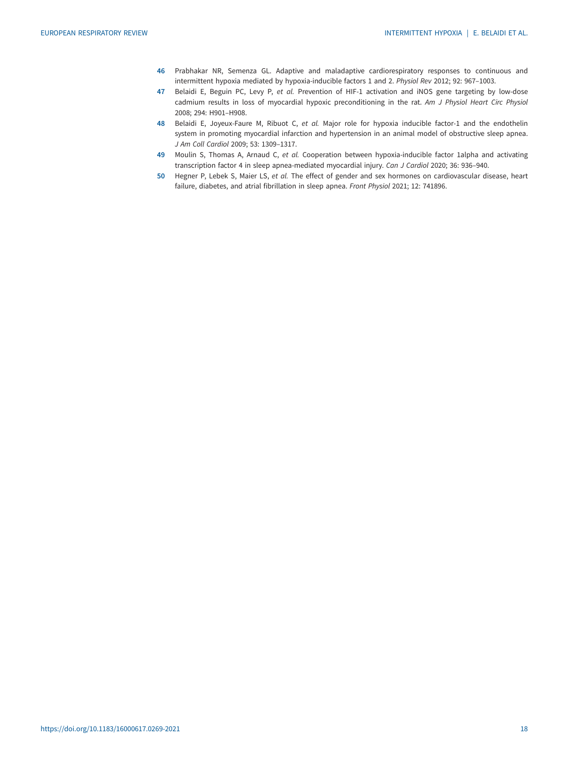46 Prabhakar NR, Semenza GL. Adaptive and maladaptive cardiorespiratory responses to continuous and intermittent hypoxia mediated by hypoxia-inducible factors 1 and 2. *Physiol Rev* 2012; 92: 967–1003.

47 Belaidi E, Beguin PC, Levy P, *et al.* Prevention of HIF-1 activation and iNOS gene targeting by low-dose cadmium results in loss of myocardial hypoxic preconditioning in the rat. *Am J Physiol Heart Circ Physiol* 2008; 294: H901–H908.

48 Belaidi E, Joyeux-Faure M, Ribuot C, *et al.* Major role for hypoxia inducible factor-1 and the endothelin system in promoting myocardial infarction and hypertension in an animal model of obstructive sleep apnea. *J Am Coll Cardiol* 2009; 53: 1309–1317.

49 Moulin S, Thomas A, Arnaud C, *et al.* Cooperation between hypoxia-inducible factor 1alpha and activating transcription factor 4 in sleep apnea-mediated myocardial injury. *Can J Cardiol* 2020; 36: 936–940.

50 Hegner P, Lebek S, Maier LS, *et al.* The effect of gender and sex hormones on cardiovascular disease, heart failure, diabetes, and atrial fibrillation in sleep apnea. *Front Physiol* 2021; 12: 741896.